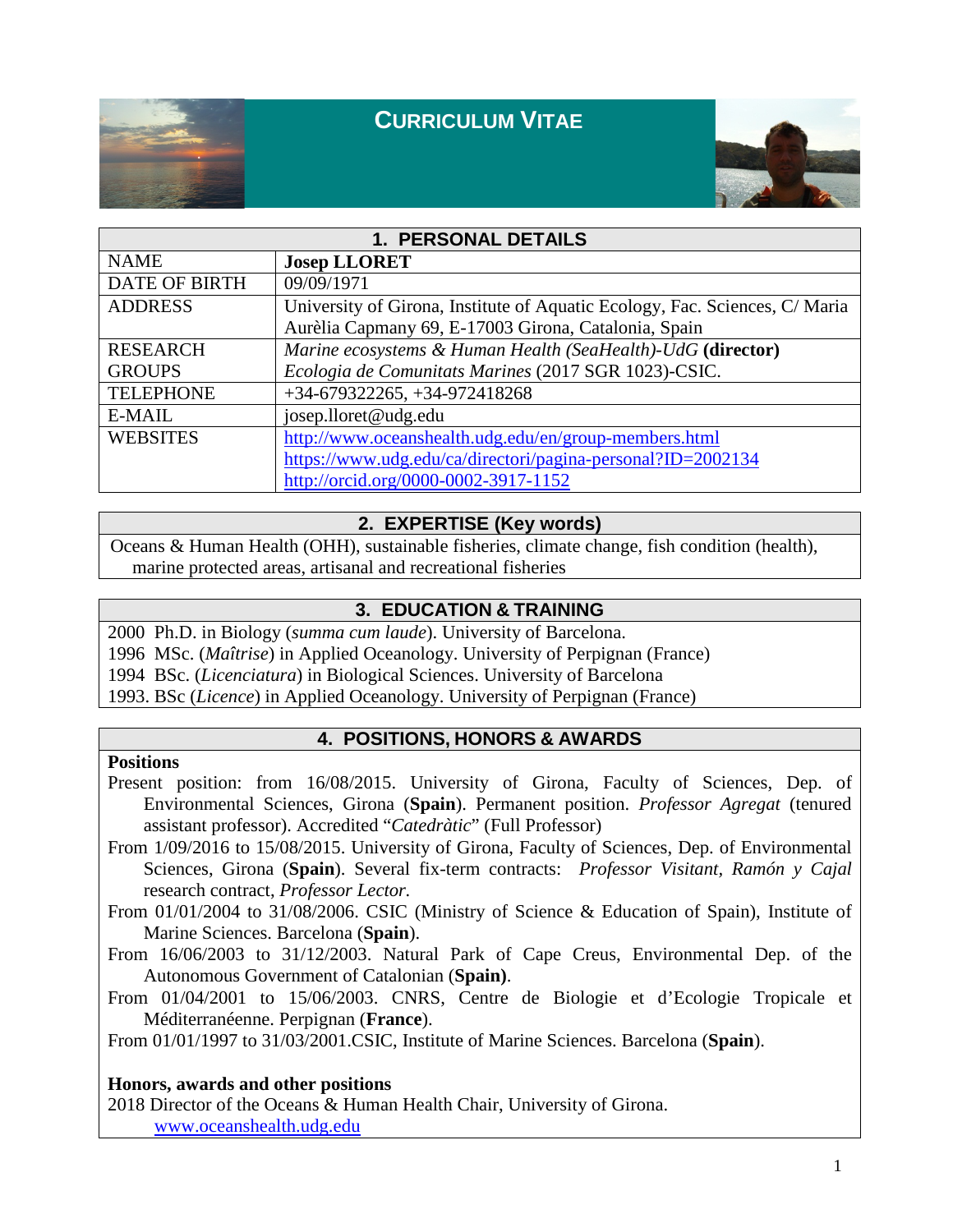# CURRICULUM VITAE

## 1. PERSONAL DETAILS

| | |
|---|---|
| NAME | **Josep LLORET** |
| DATE OF BIRTH | 09/09/1971 |
| ADDRESS | University of Girona, Institute of Aquatic Ecology, Fac. Sciences, C/ Maria Aurèlia Capmany 69, E-17003 Girona, Catalonia, Spain |
| RESEARCH GROUPS | *Marine ecosystems & Human Health (SeaHealth)-UdG* **(director)** *Ecologia de Comunitats Marines* (2017 SGR 1023)-CSIC. |
| TELEPHONE | +34-679322265, +34-972418268 |
| E-MAIL | josep.lloret@udg.edu |
| WEBSITES | http://www.oceanshealth.udg.edu/en/group-members.html https://www.udg.edu/ca/directori/pagina-personal?ID=2002134 http://orcid.org/0000-0002-3917-1152 |

## 2. EXPERTISE (Key words)

Oceans & Human Health (OHH), sustainable fisheries, climate change, fish condition (health), marine protected areas, artisanal and recreational fisheries

## 3. EDUCATION & TRAINING

2000 Ph.D. in Biology (*summa cum laude*). University of Barcelona.
1996 MSc. (*Maîtrise*) in Applied Oceanology. University of Perpignan (France)
1994 BSc. (*Licenciatura*) in Biological Sciences. University of Barcelona
1993. BSc (*Licence*) in Applied Oceanology. University of Perpignan (France)

## 4. POSITIONS, HONORS & AWARDS

**Positions**

Present position: from 16/08/2015. University of Girona, Faculty of Sciences, Dep. of Environmental Sciences, Girona (**Spain**). Permanent position. *Professor Agregat* (tenured assistant professor). Accredited "*Catedràtic*" (Full Professor)

From 1/09/2016 to 15/08/2015. University of Girona, Faculty of Sciences, Dep. of Environmental Sciences, Girona (**Spain**). Several fix-term contracts: *Professor Visitant*, *Ramón y Cajal* research contract, *Professor Lector.*

From 01/01/2004 to 31/08/2006. CSIC (Ministry of Science & Education of Spain), Institute of Marine Sciences. Barcelona (**Spain**).

From 16/06/2003 to 31/12/2003. Natural Park of Cape Creus, Environmental Dep. of the Autonomous Government of Catalonian (**Spain)**.

From 01/04/2001 to 15/06/2003. CNRS, Centre de Biologie et d'Ecologie Tropicale et Méditerranéenne. Perpignan (**France**).

From 01/01/1997 to 31/03/2001.CSIC, Institute of Marine Sciences. Barcelona (**Spain**).

**Honors, awards and other positions**

2018 Director of the Oceans & Human Health Chair, University of Girona. www.oceanshealth.udg.edu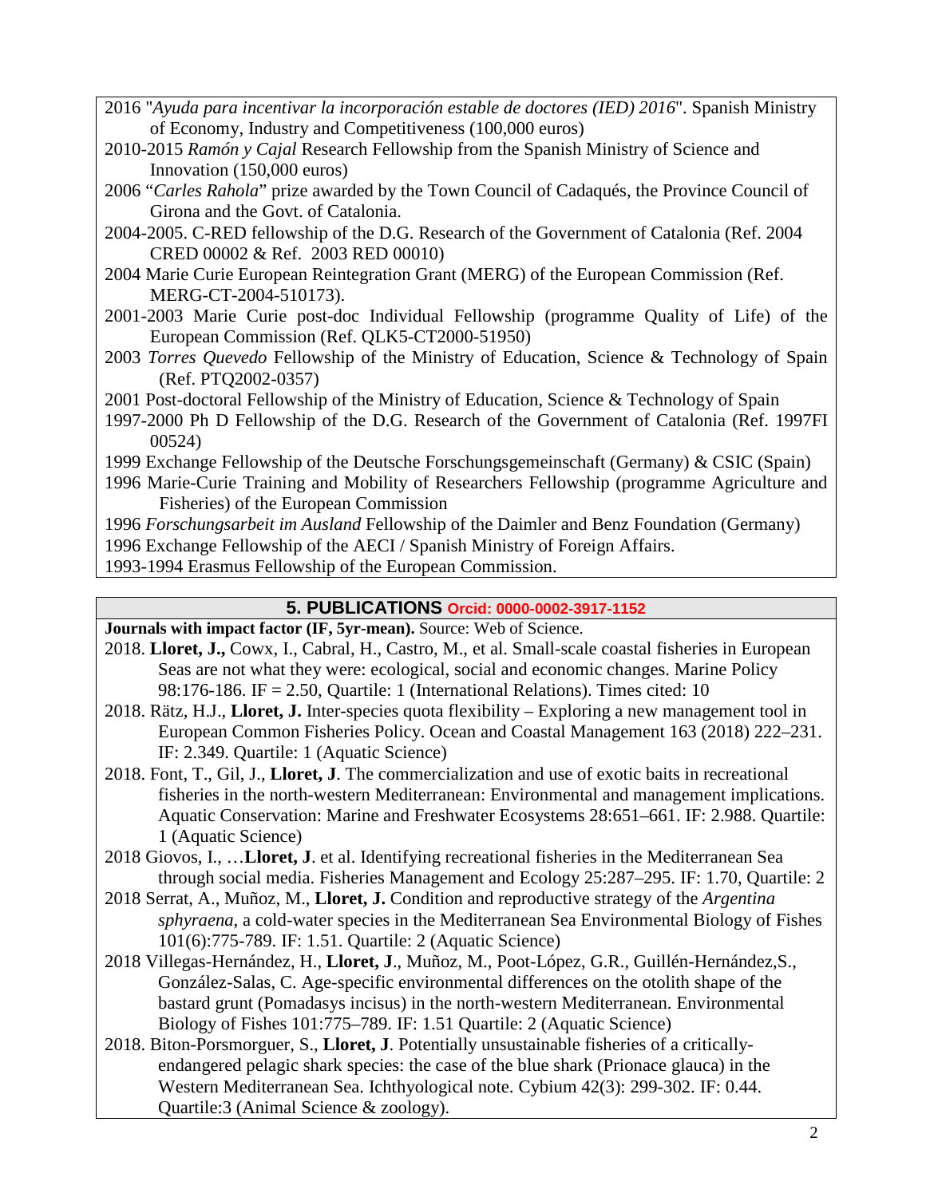2016 "*Ayuda para incentivar la incorporación estable de doctores (IED) 2016*". Spanish Ministry of Economy, Industry and Competitiveness (100,000 euros)

2010-2015 *Ramón y Cajal* Research Fellowship from the Spanish Ministry of Science and Innovation (150,000 euros)

2006 "*Carles Rahola*" prize awarded by the Town Council of Cadaqués, the Province Council of Girona and the Govt. of Catalonia.

2004-2005. C-RED fellowship of the D.G. Research of the Government of Catalonia (Ref. 2004 CRED 00002 & Ref. 2003 RED 00010)

2004 Marie Curie European Reintegration Grant (MERG) of the European Commission (Ref. MERG-CT-2004-510173).

2001-2003 Marie Curie post-doc Individual Fellowship (programme Quality of Life) of the European Commission (Ref. QLK5-CT2000-51950)

2003 *Torres Quevedo* Fellowship of the Ministry of Education, Science & Technology of Spain (Ref. PTQ2002-0357)

2001 Post-doctoral Fellowship of the Ministry of Education, Science & Technology of Spain

1997-2000 Ph D Fellowship of the D.G. Research of the Government of Catalonia (Ref. 1997FI 00524)

1999 Exchange Fellowship of the Deutsche Forschungsgemeinschaft (Germany) & CSIC (Spain)

1996 Marie-Curie Training and Mobility of Researchers Fellowship (programme Agriculture and Fisheries) of the European Commission

1996 *Forschungsarbeit im Ausland* Fellowship of the Daimler and Benz Foundation (Germany)

1996 Exchange Fellowship of the AECI / Spanish Ministry of Foreign Affairs.

1993-1994 Erasmus Fellowship of the European Commission.

## 5. PUBLICATIONS Orcid: 0000-0002-3917-1152

**Journals with impact factor (IF, 5yr-mean).** Source: Web of Science.

2018. **Lloret, J.,** Cowx, I., Cabral, H., Castro, M., et al. Small-scale coastal fisheries in European Seas are not what they were: ecological, social and economic changes. Marine Policy 98:176-186. IF = 2.50, Quartile: 1 (International Relations). Times cited: 10

2018. Rätz, H.J., **Lloret, J.** Inter-species quota flexibility – Exploring a new management tool in European Common Fisheries Policy. Ocean and Coastal Management 163 (2018) 222–231. IF: 2.349. Quartile: 1 (Aquatic Science)

2018. Font, T., Gil, J., **Lloret, J**. The commercialization and use of exotic baits in recreational fisheries in the north-western Mediterranean: Environmental and management implications. Aquatic Conservation: Marine and Freshwater Ecosystems 28:651–661. IF: 2.988. Quartile: 1 (Aquatic Science)

2018 Giovos, I., …**Lloret, J**. et al. Identifying recreational fisheries in the Mediterranean Sea through social media. Fisheries Management and Ecology 25:287–295. IF: 1.70, Quartile: 2

2018 Serrat, A., Muñoz, M., **Lloret, J.** Condition and reproductive strategy of the *Argentina sphyraena*, a cold-water species in the Mediterranean Sea Environmental Biology of Fishes 101(6):775-789. IF: 1.51. Quartile: 2 (Aquatic Science)

2018 Villegas-Hernández, H., **Lloret, J**., Muñoz, M., Poot-López, G.R., Guillén-Hernández,S., González-Salas, C. Age-specific environmental differences on the otolith shape of the bastard grunt (Pomadasys incisus) in the north-western Mediterranean. Environmental Biology of Fishes 101:775–789. IF: 1.51 Quartile: 2 (Aquatic Science)

2018. Biton-Porsmorguer, S., **Lloret, J**. Potentially unsustainable fisheries of a critically-endangered pelagic shark species: the case of the blue shark (Prionace glauca) in the Western Mediterranean Sea. Ichthyological note. Cybium 42(3): 299-302. IF: 0.44. Quartile:3 (Animal Science & zoology).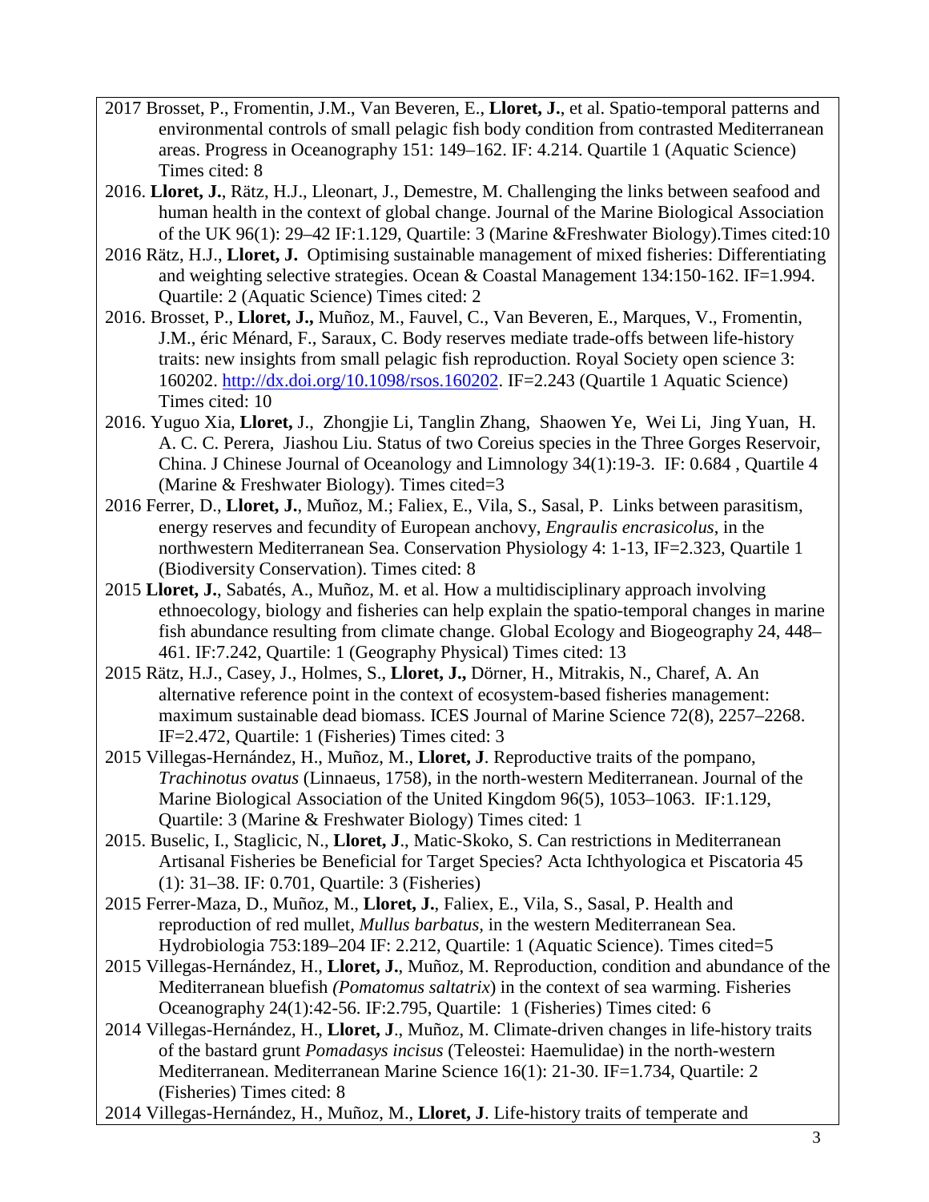2017 Brosset, P., Fromentin, J.M., Van Beveren, E., **Lloret, J.**, et al. Spatio-temporal patterns and environmental controls of small pelagic fish body condition from contrasted Mediterranean areas. Progress in Oceanography 151: 149–162. IF: 4.214. Quartile 1 (Aquatic Science) Times cited: 8

2016. **Lloret, J.**, Rätz, H.J., Lleonart, J., Demestre, M. Challenging the links between seafood and human health in the context of global change. Journal of the Marine Biological Association of the UK 96(1): 29–42 IF:1.129, Quartile: 3 (Marine &Freshwater Biology).Times cited:10

2016 Rätz, H.J., **Lloret, J.** Optimising sustainable management of mixed fisheries: Differentiating and weighting selective strategies. Ocean & Coastal Management 134:150-162. IF=1.994. Quartile: 2 (Aquatic Science) Times cited: 2

2016. Brosset, P., **Lloret, J.,** Muñoz, M., Fauvel, C., Van Beveren, E., Marques, V., Fromentin, J.M., éric Ménard, F., Saraux, C. Body reserves mediate trade-offs between life-history traits: new insights from small pelagic fish reproduction. Royal Society open science 3: 160202. http://dx.doi.org/10.1098/rsos.160202. IF=2.243 (Quartile 1 Aquatic Science) Times cited: 10

2016. Yuguo Xia, **Lloret,** J., Zhongjie Li, Tanglin Zhang, Shaowen Ye, Wei Li, Jing Yuan, H. A. C. C. Perera, Jiashou Liu. Status of two Coreius species in the Three Gorges Reservoir, China. J Chinese Journal of Oceanology and Limnology 34(1):19-3. IF: 0.684 , Quartile 4 (Marine & Freshwater Biology). Times cited=3

2016 Ferrer, D., **Lloret, J.**, Muñoz, M.; Faliex, E., Vila, S., Sasal, P. Links between parasitism, energy reserves and fecundity of European anchovy, *Engraulis encrasicolus*, in the northwestern Mediterranean Sea. Conservation Physiology 4: 1-13, IF=2.323, Quartile 1 (Biodiversity Conservation). Times cited: 8

2015 **Lloret, J.**, Sabatés, A., Muñoz, M. et al. How a multidisciplinary approach involving ethnoecology, biology and fisheries can help explain the spatio-temporal changes in marine fish abundance resulting from climate change. Global Ecology and Biogeography 24, 448–461. IF:7.242, Quartile: 1 (Geography Physical) Times cited: 13

2015 Rätz, H.J., Casey, J., Holmes, S., **Lloret, J.,** Dörner, H., Mitrakis, N., Charef, A. An alternative reference point in the context of ecosystem-based fisheries management: maximum sustainable dead biomass. ICES Journal of Marine Science 72(8), 2257–2268. IF=2.472, Quartile: 1 (Fisheries) Times cited: 3

2015 Villegas-Hernández, H., Muñoz, M., **Lloret, J**. Reproductive traits of the pompano, *Trachinotus ovatus* (Linnaeus, 1758), in the north-western Mediterranean. Journal of the Marine Biological Association of the United Kingdom 96(5), 1053–1063. IF:1.129, Quartile: 3 (Marine & Freshwater Biology) Times cited: 1

2015. Buselic, I., Staglicic, N., **Lloret, J**., Matic-Skoko, S. Can restrictions in Mediterranean Artisanal Fisheries be Beneficial for Target Species? Acta Ichthyologica et Piscatoria 45 (1): 31–38. IF: 0.701, Quartile: 3 (Fisheries)

2015 Ferrer-Maza, D., Muñoz, M., **Lloret, J.**, Faliex, E., Vila, S., Sasal, P. Health and reproduction of red mullet, *Mullus barbatus*, in the western Mediterranean Sea. Hydrobiologia 753:189–204 IF: 2.212, Quartile: 1 (Aquatic Science). Times cited=5

2015 Villegas-Hernández, H., **Lloret, J.**, Muñoz, M. Reproduction, condition and abundance of the Mediterranean bluefish *(Pomatomus saltatrix*) in the context of sea warming. Fisheries Oceanography 24(1):42-56. IF:2.795, Quartile: 1 (Fisheries) Times cited: 6

2014 Villegas-Hernández, H., **Lloret, J**., Muñoz, M. Climate-driven changes in life-history traits of the bastard grunt *Pomadasys incisus* (Teleostei: Haemulidae) in the north-western Mediterranean. Mediterranean Marine Science 16(1): 21-30. IF=1.734, Quartile: 2 (Fisheries) Times cited: 8

2014 Villegas-Hernández, H., Muñoz, M., **Lloret, J**. Life-history traits of temperate and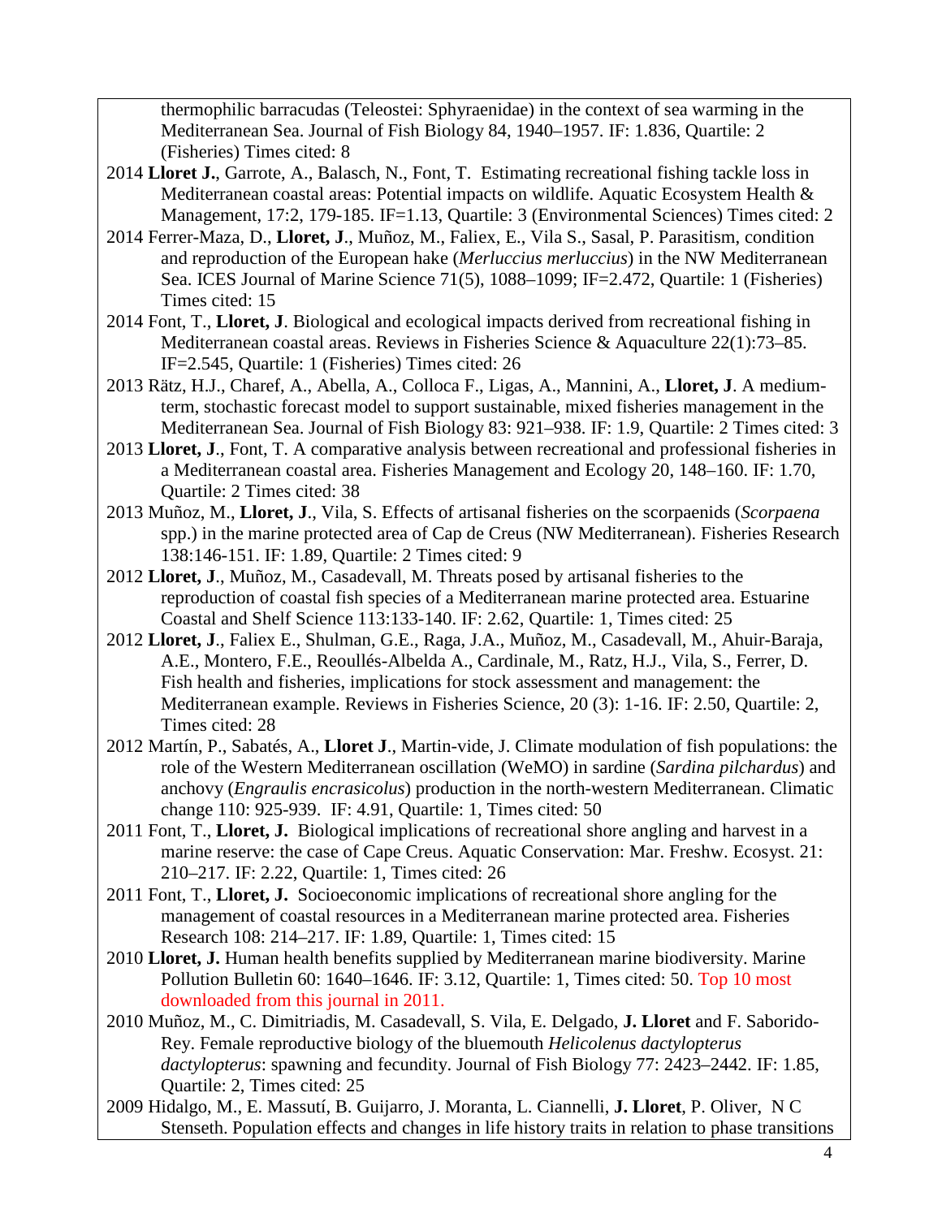thermophilic barracudas (Teleostei: Sphyraenidae) in the context of sea warming in the Mediterranean Sea. Journal of Fish Biology 84, 1940–1957. IF: 1.836, Quartile: 2 (Fisheries) Times cited: 8

2014 **Lloret J.**, Garrote, A., Balasch, N., Font, T. Estimating recreational fishing tackle loss in Mediterranean coastal areas: Potential impacts on wildlife. Aquatic Ecosystem Health & Management, 17:2, 179-185. IF=1.13, Quartile: 3 (Environmental Sciences) Times cited: 2

2014 Ferrer-Maza, D., **Lloret, J**., Muñoz, M., Faliex, E., Vila S., Sasal, P. Parasitism, condition and reproduction of the European hake (*Merluccius merluccius*) in the NW Mediterranean Sea. ICES Journal of Marine Science 71(5), 1088–1099; IF=2.472, Quartile: 1 (Fisheries) Times cited: 15

2014 Font, T., **Lloret, J**. Biological and ecological impacts derived from recreational fishing in Mediterranean coastal areas. Reviews in Fisheries Science & Aquaculture 22(1):73–85. IF=2.545, Quartile: 1 (Fisheries) Times cited: 26

2013 Rätz, H.J., Charef, A., Abella, A., Colloca F., Ligas, A., Mannini, A., **Lloret, J**. A medium-term, stochastic forecast model to support sustainable, mixed fisheries management in the Mediterranean Sea. Journal of Fish Biology 83: 921–938. IF: 1.9, Quartile: 2 Times cited: 3

2013 **Lloret, J**., Font, T. A comparative analysis between recreational and professional fisheries in a Mediterranean coastal area. Fisheries Management and Ecology 20, 148–160. IF: 1.70, Quartile: 2 Times cited: 38

2013 Muñoz, M., **Lloret, J**., Vila, S. Effects of artisanal fisheries on the scorpaenids (*Scorpaena* spp.) in the marine protected area of Cap de Creus (NW Mediterranean). Fisheries Research 138:146-151. IF: 1.89, Quartile: 2 Times cited: 9

2012 **Lloret, J**., Muñoz, M., Casadevall, M. Threats posed by artisanal fisheries to the reproduction of coastal fish species of a Mediterranean marine protected area. Estuarine Coastal and Shelf Science 113:133-140. IF: 2.62, Quartile: 1, Times cited: 25

2012 **Lloret, J**., Faliex E., Shulman, G.E., Raga, J.A., Muñoz, M., Casadevall, M., Ahuir-Baraja, A.E., Montero, F.E., Reoullés-Albelda A., Cardinale, M., Ratz, H.J., Vila, S., Ferrer, D. Fish health and fisheries, implications for stock assessment and management: the Mediterranean example. Reviews in Fisheries Science, 20 (3): 1-16. IF: 2.50, Quartile: 2, Times cited: 28

2012 Martín, P., Sabatés, A., **Lloret J**., Martin-vide, J. Climate modulation of fish populations: the role of the Western Mediterranean oscillation (WeMO) in sardine (*Sardina pilchardus*) and anchovy (*Engraulis encrasicolus*) production in the north-western Mediterranean. Climatic change 110: 925-939. IF: 4.91, Quartile: 1, Times cited: 50

2011 Font, T., **Lloret, J.** Biological implications of recreational shore angling and harvest in a marine reserve: the case of Cape Creus. Aquatic Conservation: Mar. Freshw. Ecosyst. 21: 210–217. IF: 2.22, Quartile: 1, Times cited: 26

2011 Font, T., **Lloret, J.** Socioeconomic implications of recreational shore angling for the management of coastal resources in a Mediterranean marine protected area. Fisheries Research 108: 214–217. IF: 1.89, Quartile: 1, Times cited: 15

2010 **Lloret, J.** Human health benefits supplied by Mediterranean marine biodiversity. Marine Pollution Bulletin 60: 1640–1646. IF: 3.12, Quartile: 1, Times cited: 50. Top 10 most downloaded from this journal in 2011.

2010 Muñoz, M., C. Dimitriadis, M. Casadevall, S. Vila, E. Delgado, **J. Lloret** and F. Saborido-Rey. Female reproductive biology of the bluemouth *Helicolenus dactylopterus dactylopterus*: spawning and fecundity. Journal of Fish Biology 77: 2423–2442. IF: 1.85, Quartile: 2, Times cited: 25

2009 Hidalgo, M., E. Massutí, B. Guijarro, J. Moranta, L. Ciannelli, **J. Lloret**, P. Oliver, N C Stenseth. Population effects and changes in life history traits in relation to phase transitions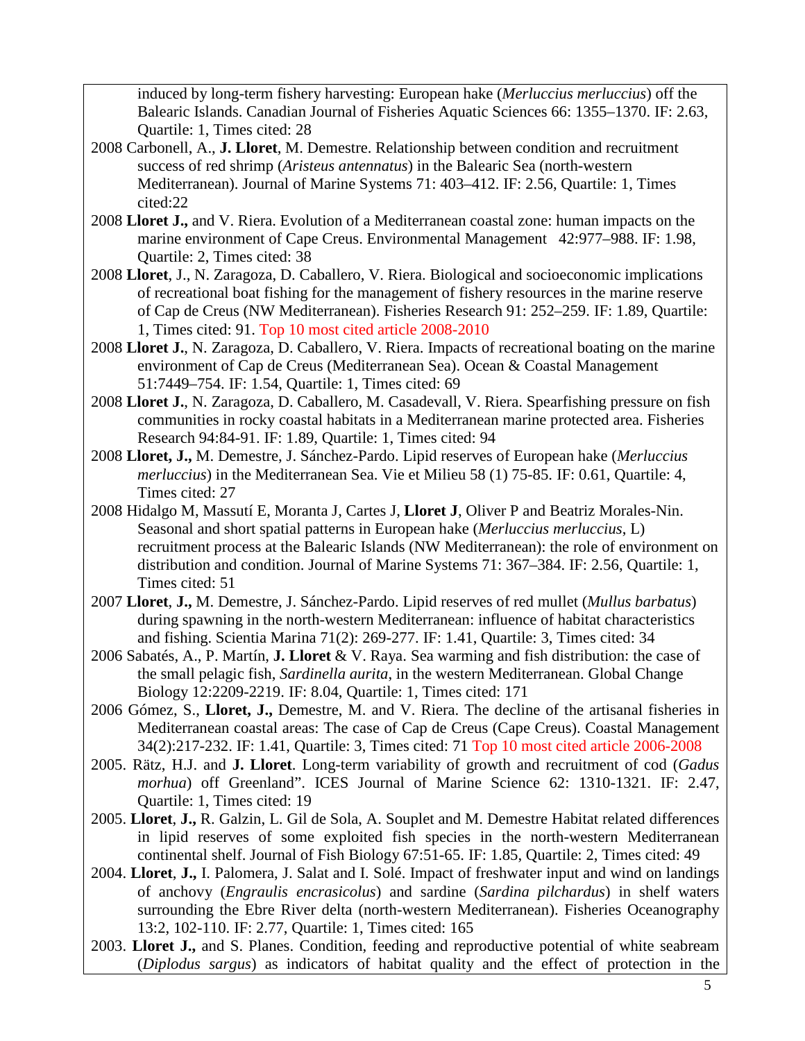induced by long-term fishery harvesting: European hake (*Merluccius merluccius*) off the Balearic Islands. Canadian Journal of Fisheries Aquatic Sciences 66: 1355–1370. IF: 2.63, Quartile: 1, Times cited: 28

2008 Carbonell, A., **J. Lloret**, M. Demestre. Relationship between condition and recruitment success of red shrimp (*Aristeus antennatus*) in the Balearic Sea (north-western Mediterranean). Journal of Marine Systems 71: 403–412. IF: 2.56, Quartile: 1, Times cited:22

2008 **Lloret J.,** and V. Riera. Evolution of a Mediterranean coastal zone: human impacts on the marine environment of Cape Creus. Environmental Management 42:977–988. IF: 1.98, Quartile: 2, Times cited: 38

2008 **Lloret**, J., N. Zaragoza, D. Caballero, V. Riera. Biological and socioeconomic implications of recreational boat fishing for the management of fishery resources in the marine reserve of Cap de Creus (NW Mediterranean). Fisheries Research 91: 252–259. IF: 1.89, Quartile: 1, Times cited: 91. Top 10 most cited article 2008-2010

2008 **Lloret J.**, N. Zaragoza, D. Caballero, V. Riera. Impacts of recreational boating on the marine environment of Cap de Creus (Mediterranean Sea). Ocean & Coastal Management 51:7449–754. IF: 1.54, Quartile: 1, Times cited: 69

2008 **Lloret J.**, N. Zaragoza, D. Caballero, M. Casadevall, V. Riera. Spearfishing pressure on fish communities in rocky coastal habitats in a Mediterranean marine protected area. Fisheries Research 94:84-91. IF: 1.89, Quartile: 1, Times cited: 94

2008 **Lloret, J.,** M. Demestre, J. Sánchez-Pardo. Lipid reserves of European hake (*Merluccius merluccius*) in the Mediterranean Sea. Vie et Milieu 58 (1) 75-85. IF: 0.61, Quartile: 4, Times cited: 27

2008 Hidalgo M, Massutí E, Moranta J, Cartes J, **Lloret J**, Oliver P and Beatriz Morales-Nin. Seasonal and short spatial patterns in European hake (*Merluccius merluccius*, L) recruitment process at the Balearic Islands (NW Mediterranean): the role of environment on distribution and condition. Journal of Marine Systems 71: 367–384. IF: 2.56, Quartile: 1, Times cited: 51

2007 **Lloret**, **J.,** M. Demestre, J. Sánchez-Pardo. Lipid reserves of red mullet (*Mullus barbatus*) during spawning in the north-western Mediterranean: influence of habitat characteristics and fishing. Scientia Marina 71(2): 269-277. IF: 1.41, Quartile: 3, Times cited: 34

2006 Sabatés, A., P. Martín, **J. Lloret** & V. Raya. Sea warming and fish distribution: the case of the small pelagic fish, *Sardinella aurita*, in the western Mediterranean. Global Change Biology 12:2209-2219. IF: 8.04, Quartile: 1, Times cited: 171

2006 Gómez, S., **Lloret, J.,** Demestre, M. and V. Riera. The decline of the artisanal fisheries in Mediterranean coastal areas: The case of Cap de Creus (Cape Creus). Coastal Management 34(2):217-232. IF: 1.41, Quartile: 3, Times cited: 71 Top 10 most cited article 2006-2008

2005. Rätz, H.J. and **J. Lloret**. Long-term variability of growth and recruitment of cod (*Gadus morhua*) off Greenland". ICES Journal of Marine Science 62: 1310-1321. IF: 2.47, Quartile: 1, Times cited: 19

2005. **Lloret**, **J.,** R. Galzin, L. Gil de Sola, A. Souplet and M. Demestre Habitat related differences in lipid reserves of some exploited fish species in the north-western Mediterranean continental shelf. Journal of Fish Biology 67:51-65. IF: 1.85, Quartile: 2, Times cited: 49

2004. **Lloret**, **J.,** I. Palomera, J. Salat and I. Solé. Impact of freshwater input and wind on landings of anchovy (*Engraulis encrasicolus*) and sardine (*Sardina pilchardus*) in shelf waters surrounding the Ebre River delta (north-western Mediterranean). Fisheries Oceanography 13:2, 102-110. IF: 2.77, Quartile: 1, Times cited: 165

2003. **Lloret J.,** and S. Planes. Condition, feeding and reproductive potential of white seabream (*Diplodus sargus*) as indicators of habitat quality and the effect of protection in the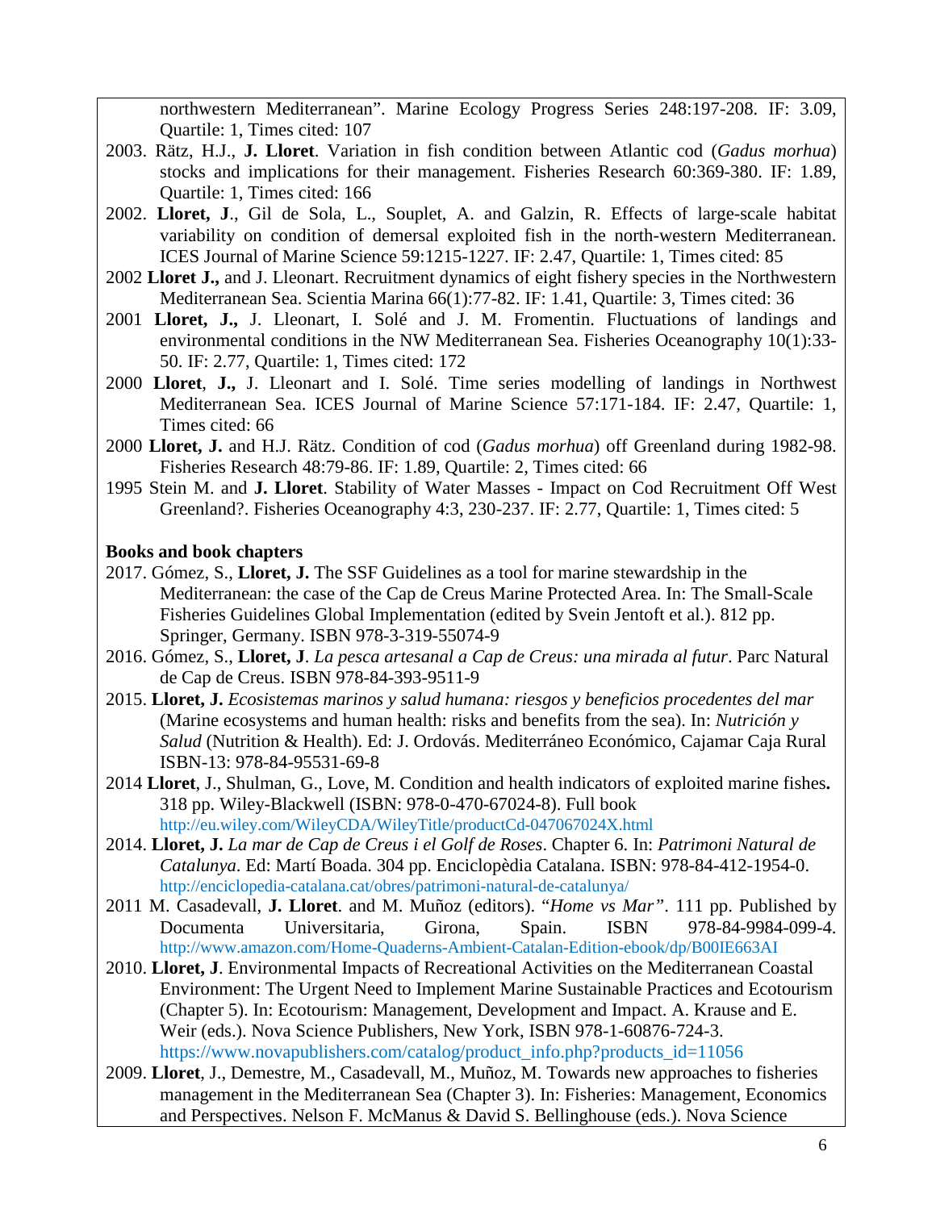northwestern Mediterranean". Marine Ecology Progress Series 248:197-208. IF: 3.09, Quartile: 1, Times cited: 107

2003. Rätz, H.J., **J. Lloret**. Variation in fish condition between Atlantic cod (*Gadus morhua*) stocks and implications for their management. Fisheries Research 60:369-380. IF: 1.89, Quartile: 1, Times cited: 166

2002. **Lloret, J**., Gil de Sola, L., Souplet, A. and Galzin, R. Effects of large-scale habitat variability on condition of demersal exploited fish in the north-western Mediterranean. ICES Journal of Marine Science 59:1215-1227. IF: 2.47, Quartile: 1, Times cited: 85

2002 **Lloret J.,** and J. Lleonart. Recruitment dynamics of eight fishery species in the Northwestern Mediterranean Sea. Scientia Marina 66(1):77-82. IF: 1.41, Quartile: 3, Times cited: 36

2001 **Lloret, J.,** J. Lleonart, I. Solé and J. M. Fromentin. Fluctuations of landings and environmental conditions in the NW Mediterranean Sea. Fisheries Oceanography 10(1):33-50. IF: 2.77, Quartile: 1, Times cited: 172

2000 **Lloret**, **J.,** J. Lleonart and I. Solé. Time series modelling of landings in Northwest Mediterranean Sea. ICES Journal of Marine Science 57:171-184. IF: 2.47, Quartile: 1, Times cited: 66

2000 **Lloret, J.** and H.J. Rätz. Condition of cod (*Gadus morhua*) off Greenland during 1982-98. Fisheries Research 48:79-86. IF: 1.89, Quartile: 2, Times cited: 66

1995 Stein M. and **J. Lloret**. Stability of Water Masses - Impact on Cod Recruitment Off West Greenland?. Fisheries Oceanography 4:3, 230-237. IF: 2.77, Quartile: 1, Times cited: 5

**Books and book chapters**

2017. Gómez, S., **Lloret, J.** The SSF Guidelines as a tool for marine stewardship in the Mediterranean: the case of the Cap de Creus Marine Protected Area. In: The Small-Scale Fisheries Guidelines Global Implementation (edited by Svein Jentoft et al.). 812 pp. Springer, Germany. ISBN 978-3-319-55074-9

2016. Gómez, S., **Lloret, J**. *La pesca artesanal a Cap de Creus: una mirada al futur*. Parc Natural de Cap de Creus. ISBN 978-84-393-9511-9

2015. **Lloret, J.** *Ecosistemas marinos y salud humana: riesgos y beneficios procedentes del mar* (Marine ecosystems and human health: risks and benefits from the sea). In: *Nutrición y Salud* (Nutrition & Health). Ed: J. Ordovás. Mediterráneo Económico, Cajamar Caja Rural ISBN-13: 978-84-95531-69-8

2014 **Lloret**, J., Shulman, G., Love, M. Condition and health indicators of exploited marine fishes**.** 318 pp. Wiley-Blackwell (ISBN: 978-0-470-67024-8). Full book http://eu.wiley.com/WileyCDA/WileyTitle/productCd-047067024X.html

2014. **Lloret, J.** *La mar de Cap de Creus i el Golf de Roses*. Chapter 6. In: *Patrimoni Natural de Catalunya.* Ed: Martí Boada. 304 pp. Enciclopèdia Catalana. ISBN: 978-84-412-1954-0. http://enciclopedia-catalana.cat/obres/patrimoni-natural-de-catalunya/

2011 M. Casadevall, **J. Lloret**. and M. Muñoz (editors). "*Home vs Mar"*. 111 pp. Published by Documenta Universitaria, Girona, Spain. ISBN 978-84-9984-099-4. http://www.amazon.com/Home-Quaderns-Ambient-Catalan-Edition-ebook/dp/B00IE663AI

2010. **Lloret, J**. Environmental Impacts of Recreational Activities on the Mediterranean Coastal Environment: The Urgent Need to Implement Marine Sustainable Practices and Ecotourism (Chapter 5). In: Ecotourism: Management, Development and Impact. A. Krause and E. Weir (eds.). Nova Science Publishers, New York, ISBN 978-1-60876-724-3. https://www.novapublishers.com/catalog/product_info.php?products_id=11056

2009. **Lloret**, J., Demestre, M., Casadevall, M., Muñoz, M. Towards new approaches to fisheries management in the Mediterranean Sea (Chapter 3). In: Fisheries: Management, Economics and Perspectives. Nelson F. McManus & David S. Bellinghouse (eds.). Nova Science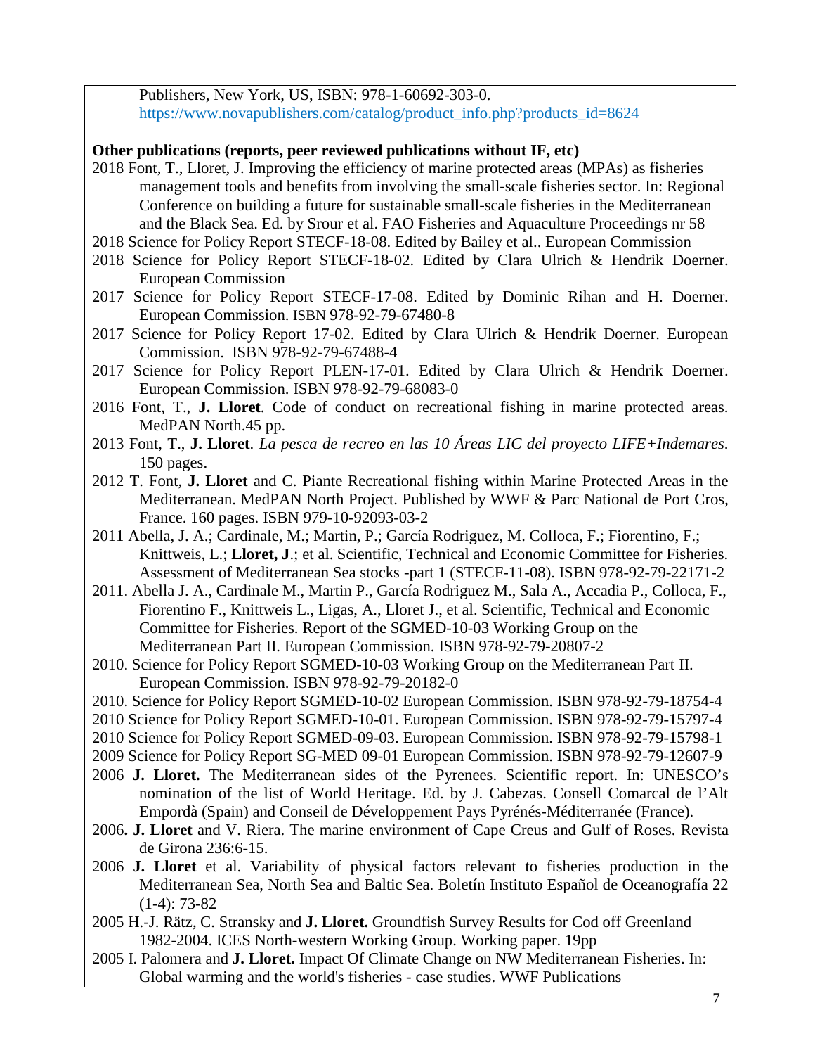Publishers, New York, US, ISBN: 978-1-60692-303-0. https://www.novapublishers.com/catalog/product_info.php?products_id=8624

**Other publications (reports, peer reviewed publications without IF, etc)**

2018 Font, T., Lloret, J. Improving the efficiency of marine protected areas (MPAs) as fisheries management tools and benefits from involving the small-scale fisheries sector. In: Regional Conference on building a future for sustainable small-scale fisheries in the Mediterranean and the Black Sea. Ed. by Srour et al. FAO Fisheries and Aquaculture Proceedings nr 58

2018 Science for Policy Report STECF-18-08. Edited by Bailey et al.. European Commission

2018 Science for Policy Report STECF-18-02. Edited by Clara Ulrich & Hendrik Doerner. European Commission

2017 Science for Policy Report STECF-17-08. Edited by Dominic Rihan and H. Doerner. European Commission. ISBN 978-92-79-67480-8

2017 Science for Policy Report 17-02. Edited by Clara Ulrich & Hendrik Doerner. European Commission. ISBN 978-92-79-67488-4

2017 Science for Policy Report PLEN-17-01. Edited by Clara Ulrich & Hendrik Doerner. European Commission. ISBN 978-92-79-68083-0

2016 Font, T., **J. Lloret**. Code of conduct on recreational fishing in marine protected areas. MedPAN North.45 pp.

2013 Font, T., **J. Lloret**. *La pesca de recreo en las 10 Áreas LIC del proyecto LIFE+Indemares*. 150 pages.

2012 T. Font, **J. Lloret** and C. Piante Recreational fishing within Marine Protected Areas in the Mediterranean. MedPAN North Project. Published by WWF & Parc National de Port Cros, France. 160 pages. ISBN 979-10-92093-03-2

2011 Abella, J. A.; Cardinale, M.; Martin, P.; García Rodriguez, M. Colloca, F.; Fiorentino, F.; Knittweis, L.; **Lloret, J**.; et al. Scientific, Technical and Economic Committee for Fisheries. Assessment of Mediterranean Sea stocks -part 1 (STECF-11-08). ISBN 978-92-79-22171-2

2011. Abella J. A., Cardinale M., Martin P., García Rodriguez M., Sala A., Accadia P., Colloca, F., Fiorentino F., Knittweis L., Ligas, A., Lloret J., et al. Scientific, Technical and Economic Committee for Fisheries. Report of the SGMED-10-03 Working Group on the Mediterranean Part II. European Commission. ISBN 978-92-79-20807-2

2010. Science for Policy Report SGMED-10-03 Working Group on the Mediterranean Part II. European Commission. ISBN 978-92-79-20182-0

2010. Science for Policy Report SGMED-10-02 European Commission. ISBN 978-92-79-18754-4

2010 Science for Policy Report SGMED-10-01. European Commission. ISBN 978-92-79-15797-4

2010 Science for Policy Report SGMED-09-03. European Commission. ISBN 978-92-79-15798-1

2009 Science for Policy Report SG-MED 09-01 European Commission. ISBN 978-92-79-12607-9

2006 **J. Lloret.** The Mediterranean sides of the Pyrenees. Scientific report. In: UNESCO's nomination of the list of World Heritage. Ed. by J. Cabezas. Consell Comarcal de l'Alt Empordà (Spain) and Conseil de Développement Pays Pyrénés-Méditerranée (France).

2006**. J. Lloret** and V. Riera. The marine environment of Cape Creus and Gulf of Roses. Revista de Girona 236:6-15.

2006 **J. Lloret** et al. Variability of physical factors relevant to fisheries production in the Mediterranean Sea, North Sea and Baltic Sea. Boletín Instituto Español de Oceanografía 22 (1-4): 73-82

2005 H.-J. Rätz, C. Stransky and **J. Lloret.** Groundfish Survey Results for Cod off Greenland 1982-2004. ICES North-western Working Group. Working paper. 19pp

2005 I. Palomera and **J. Lloret.** Impact Of Climate Change on NW Mediterranean Fisheries. In: Global warming and the world's fisheries - case studies. WWF Publications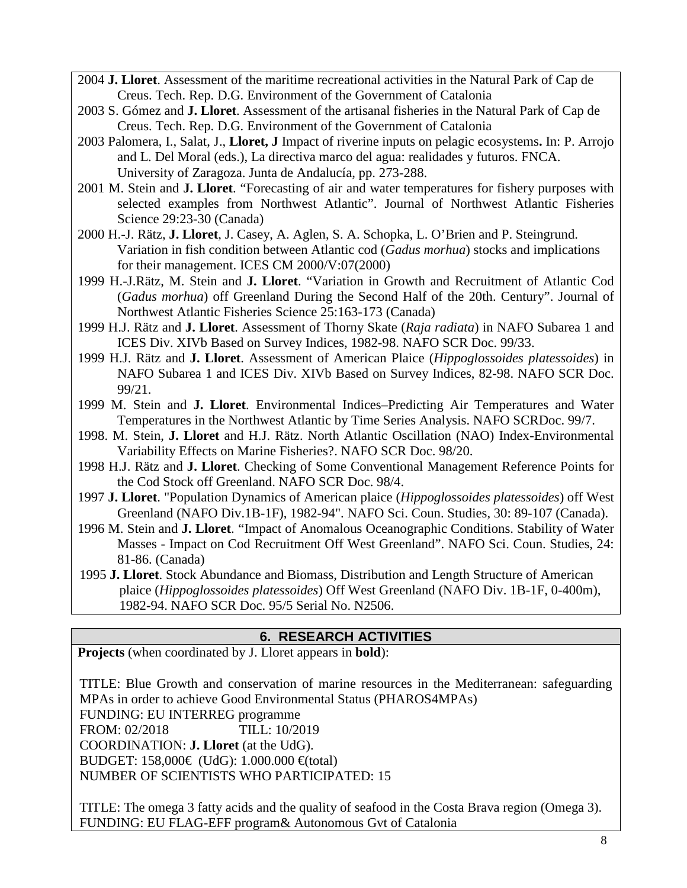2004 **J. Lloret**. Assessment of the maritime recreational activities in the Natural Park of Cap de Creus. Tech. Rep. D.G. Environment of the Government of Catalonia

2003 S. Gómez and **J. Lloret**. Assessment of the artisanal fisheries in the Natural Park of Cap de Creus. Tech. Rep. D.G. Environment of the Government of Catalonia

2003 Palomera, I., Salat, J., **Lloret, J** Impact of riverine inputs on pelagic ecosystems**.** In: P. Arrojo and L. Del Moral (eds.), La directiva marco del agua: realidades y futuros. FNCA. University of Zaragoza. Junta de Andalucía, pp. 273-288.

2001 M. Stein and **J. Lloret**. "Forecasting of air and water temperatures for fishery purposes with selected examples from Northwest Atlantic". Journal of Northwest Atlantic Fisheries Science 29:23-30 (Canada)

2000 H.-J. Rätz, **J. Lloret**, J. Casey, A. Aglen, S. A. Schopka, L. O'Brien and P. Steingrund. Variation in fish condition between Atlantic cod (*Gadus morhua*) stocks and implications for their management. ICES CM 2000/V:07(2000)

1999 H.-J.Rätz, M. Stein and **J. Lloret**. "Variation in Growth and Recruitment of Atlantic Cod (*Gadus morhua*) off Greenland During the Second Half of the 20th. Century". Journal of Northwest Atlantic Fisheries Science 25:163-173 (Canada)

1999 H.J. Rätz and **J. Lloret**. Assessment of Thorny Skate (*Raja radiata*) in NAFO Subarea 1 and ICES Div. XIVb Based on Survey Indices, 1982-98. NAFO SCR Doc. 99/33.

1999 H.J. Rätz and **J. Lloret**. Assessment of American Plaice (*Hippoglossoides platessoides*) in NAFO Subarea 1 and ICES Div. XIVb Based on Survey Indices, 82-98. NAFO SCR Doc. 99/21.

1999 M. Stein and **J. Lloret**. Environmental Indices–Predicting Air Temperatures and Water Temperatures in the Northwest Atlantic by Time Series Analysis. NAFO SCRDoc. 99/7.

1998. M. Stein, **J. Lloret** and H.J. Rätz. North Atlantic Oscillation (NAO) Index-Environmental Variability Effects on Marine Fisheries?. NAFO SCR Doc. 98/20.

1998 H.J. Rätz and **J. Lloret**. Checking of Some Conventional Management Reference Points for the Cod Stock off Greenland. NAFO SCR Doc. 98/4.

1997 **J. Lloret**. "Population Dynamics of American plaice (*Hippoglossoides platessoides*) off West Greenland (NAFO Div.1B-1F), 1982-94". NAFO Sci. Coun. Studies, 30: 89-107 (Canada).

1996 M. Stein and **J. Lloret**. "Impact of Anomalous Oceanographic Conditions. Stability of Water Masses - Impact on Cod Recruitment Off West Greenland". NAFO Sci. Coun. Studies, 24: 81-86. (Canada)

1995 **J. Lloret**. Stock Abundance and Biomass, Distribution and Length Structure of American plaice (*Hippoglossoides platessoides*) Off West Greenland (NAFO Div. 1B-1F, 0-400m), 1982-94. NAFO SCR Doc. 95/5 Serial No. N2506.

## 6. RESEARCH ACTIVITIES

**Projects** (when coordinated by J. Lloret appears in **bold**):

TITLE: Blue Growth and conservation of marine resources in the Mediterranean: safeguarding MPAs in order to achieve Good Environmental Status (PHAROS4MPAs)
FUNDING: EU INTERREG programme
FROM: 02/2018 TILL: 10/2019
COORDINATION: **J. Lloret** (at the UdG).
BUDGET: 158,000€ (UdG): 1.000.000 €(total)
NUMBER OF SCIENTISTS WHO PARTICIPATED: 15

TITLE: The omega 3 fatty acids and the quality of seafood in the Costa Brava region (Omega 3).
FUNDING: EU FLAG-EFF program& Autonomous Gvt of Catalonia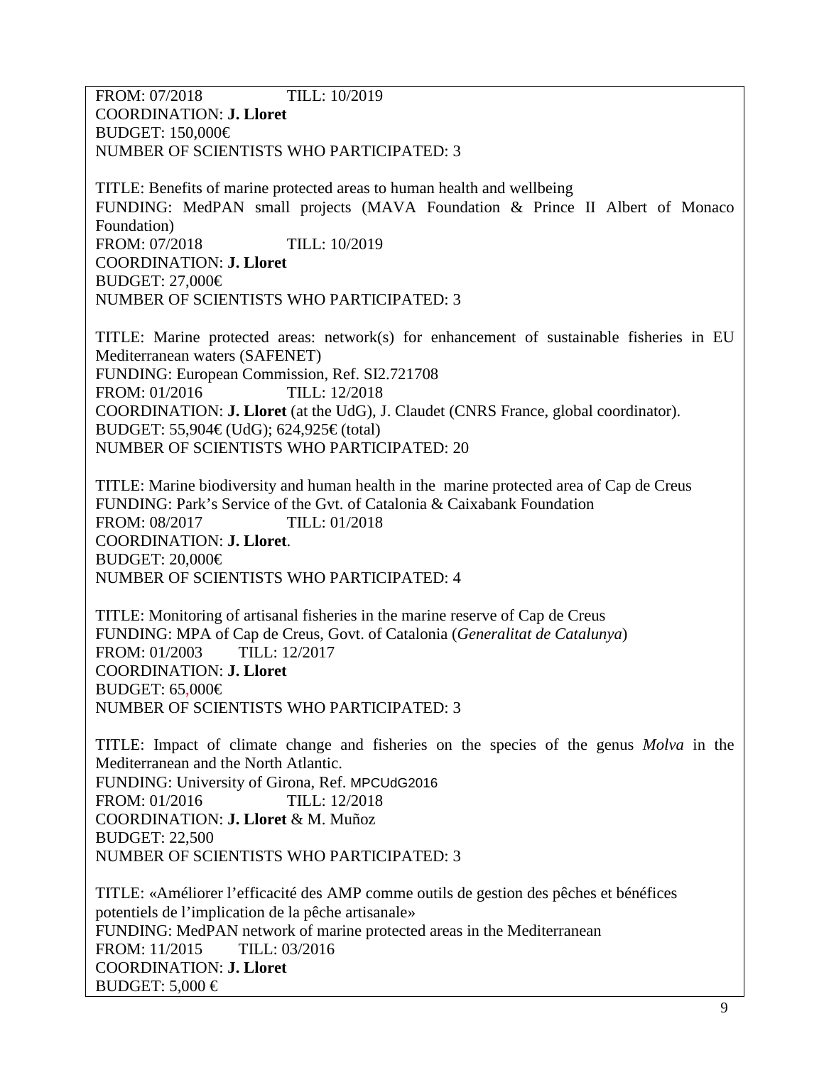FROM: 07/2018 TILL: 10/2019
COORDINATION: **J. Lloret**
BUDGET: 150,000€
NUMBER OF SCIENTISTS WHO PARTICIPATED: 3

TITLE: Benefits of marine protected areas to human health and wellbeing
FUNDING: MedPAN small projects (MAVA Foundation & Prince II Albert of Monaco Foundation)
FROM: 07/2018 TILL: 10/2019
COORDINATION: **J. Lloret**
BUDGET: 27,000€
NUMBER OF SCIENTISTS WHO PARTICIPATED: 3

TITLE: Marine protected areas: network(s) for enhancement of sustainable fisheries in EU Mediterranean waters (SAFENET)
FUNDING: European Commission, Ref. SI2.721708
FROM: 01/2016 TILL: 12/2018
COORDINATION: **J. Lloret** (at the UdG), J. Claudet (CNRS France, global coordinator).
BUDGET: 55,904€ (UdG); 624,925€ (total)
NUMBER OF SCIENTISTS WHO PARTICIPATED: 20

TITLE: Marine biodiversity and human health in the marine protected area of Cap de Creus
FUNDING: Park's Service of the Gvt. of Catalonia & Caixabank Foundation
FROM: 08/2017 TILL: 01/2018
COORDINATION: **J. Lloret**.
BUDGET: 20,000€
NUMBER OF SCIENTISTS WHO PARTICIPATED: 4

TITLE: Monitoring of artisanal fisheries in the marine reserve of Cap de Creus
FUNDING: MPA of Cap de Creus, Govt. of Catalonia (*Generalitat de Catalunya*)
FROM: 01/2003 TILL: 12/2017
COORDINATION: **J. Lloret**
BUDGET: 65,000€
NUMBER OF SCIENTISTS WHO PARTICIPATED: 3

TITLE: Impact of climate change and fisheries on the species of the genus *Molva* in the Mediterranean and the North Atlantic.
FUNDING: University of Girona, Ref. MPCUdG2016
FROM: 01/2016 TILL: 12/2018
COORDINATION: **J. Lloret** & M. Muñoz
BUDGET: 22,500
NUMBER OF SCIENTISTS WHO PARTICIPATED: 3

TITLE: «Améliorer l'efficacité des AMP comme outils de gestion des pêches et bénéfices potentiels de l'implication de la pêche artisanale»
FUNDING: MedPAN network of marine protected areas in the Mediterranean
FROM: 11/2015 TILL: 03/2016
COORDINATION: **J. Lloret**
BUDGET: 5,000 €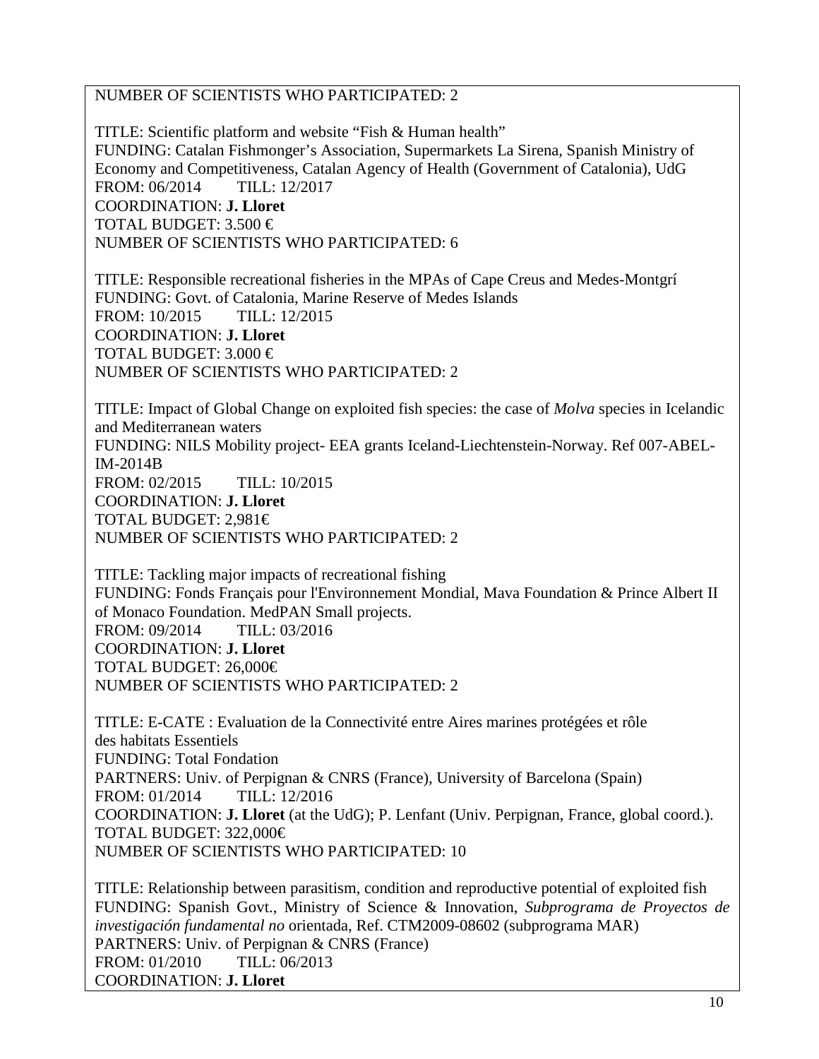NUMBER OF SCIENTISTS WHO PARTICIPATED: 2

TITLE: Scientific platform and website “Fish & Human health”
FUNDING: Catalan Fishmonger’s Association, Supermarkets La Sirena, Spanish Ministry of Economy and Competitiveness, Catalan Agency of Health (Government of Catalonia), UdG
FROM: 06/2014 TILL: 12/2017
COORDINATION: **J. Lloret**
TOTAL BUDGET: 3.500 €
NUMBER OF SCIENTISTS WHO PARTICIPATED: 6

TITLE: Responsible recreational fisheries in the MPAs of Cape Creus and Medes-Montgrí
FUNDING: Govt. of Catalonia, Marine Reserve of Medes Islands
FROM: 10/2015 TILL: 12/2015
COORDINATION: **J. Lloret**
TOTAL BUDGET: 3.000 €
NUMBER OF SCIENTISTS WHO PARTICIPATED: 2

TITLE: Impact of Global Change on exploited fish species: the case of *Molva* species in Icelandic and Mediterranean waters
FUNDING: NILS Mobility project- EEA grants Iceland-Liechtenstein-Norway. Ref 007-ABEL-IM-2014B
FROM: 02/2015 TILL: 10/2015
COORDINATION: **J. Lloret**
TOTAL BUDGET: 2,981€
NUMBER OF SCIENTISTS WHO PARTICIPATED: 2

TITLE: Tackling major impacts of recreational fishing
FUNDING: Fonds Français pour l'Environnement Mondial, Mava Foundation & Prince Albert II of Monaco Foundation. MedPAN Small projects.
FROM: 09/2014 TILL: 03/2016
COORDINATION: **J. Lloret**
TOTAL BUDGET: 26,000€
NUMBER OF SCIENTISTS WHO PARTICIPATED: 2

TITLE: E-CATE : Evaluation de la Connectivité entre Aires marines protégées et rôle des habitats Essentiels
FUNDING: Total Fondation
PARTNERS: Univ. of Perpignan & CNRS (France), University of Barcelona (Spain)
FROM: 01/2014 TILL: 12/2016
COORDINATION: **J. Lloret** (at the UdG); P. Lenfant (Univ. Perpignan, France, global coord.).
TOTAL BUDGET: 322,000€
NUMBER OF SCIENTISTS WHO PARTICIPATED: 10

TITLE: Relationship between parasitism, condition and reproductive potential of exploited fish
FUNDING: Spanish Govt., Ministry of Science & Innovation, *Subprograma de Proyectos de investigación fundamental no* orientada, Ref. CTM2009-08602 (subprograma MAR)
PARTNERS: Univ. of Perpignan & CNRS (France)
FROM: 01/2010 TILL: 06/2013
COORDINATION: **J. Lloret**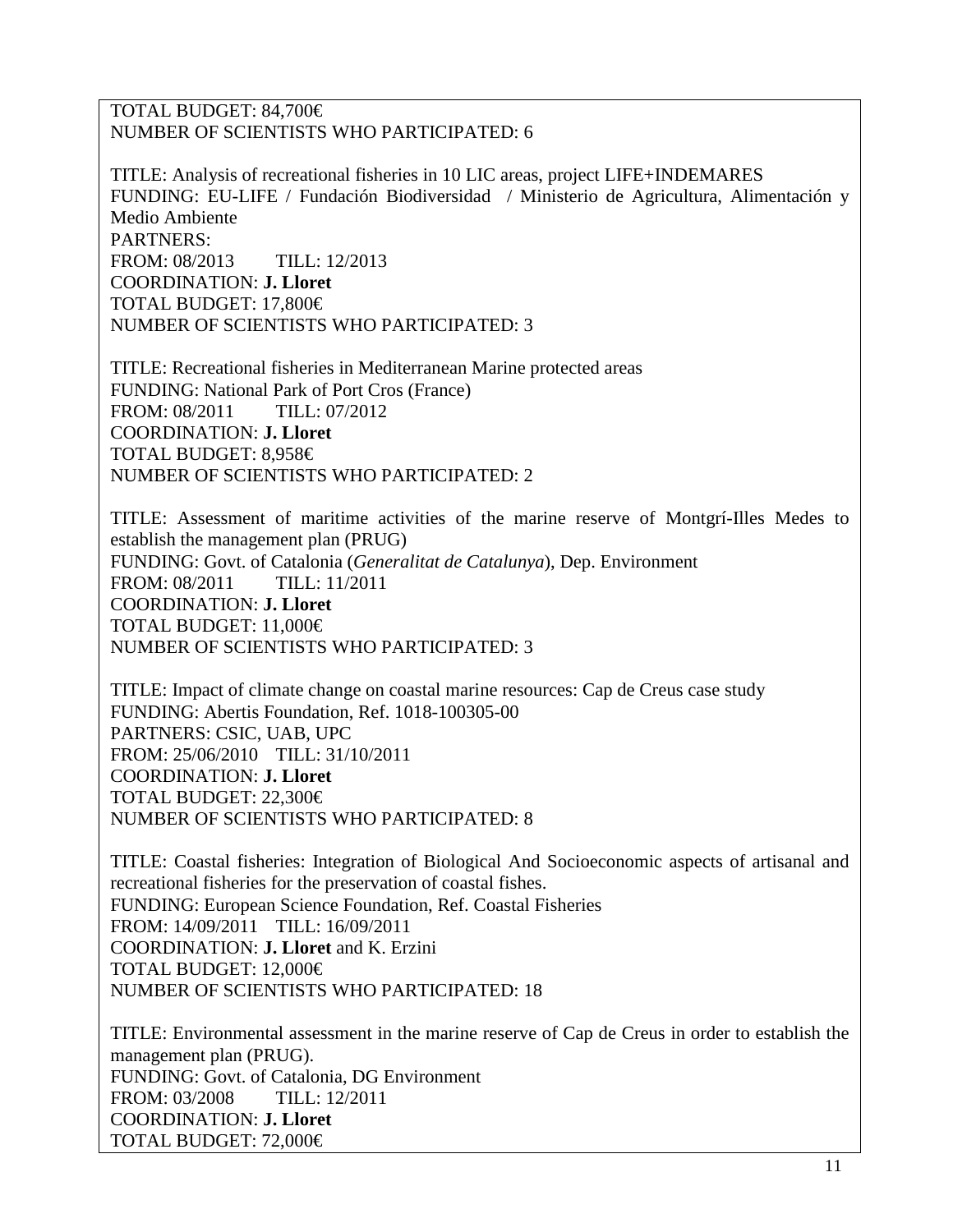TOTAL BUDGET: 84,700€
NUMBER OF SCIENTISTS WHO PARTICIPATED: 6

TITLE: Analysis of recreational fisheries in 10 LIC areas, project LIFE+INDEMARES
FUNDING: EU-LIFE / Fundación Biodiversidad / Ministerio de Agricultura, Alimentación y Medio Ambiente
PARTNERS:
FROM: 08/2013 TILL: 12/2013
COORDINATION: **J. Lloret**
TOTAL BUDGET: 17,800€
NUMBER OF SCIENTISTS WHO PARTICIPATED: 3

TITLE: Recreational fisheries in Mediterranean Marine protected areas
FUNDING: National Park of Port Cros (France)
FROM: 08/2011 TILL: 07/2012
COORDINATION: **J. Lloret**
TOTAL BUDGET: 8,958€
NUMBER OF SCIENTISTS WHO PARTICIPATED: 2

TITLE: Assessment of maritime activities of the marine reserve of Montgrí-Illes Medes to establish the management plan (PRUG)
FUNDING: Govt. of Catalonia (*Generalitat de Catalunya*), Dep. Environment
FROM: 08/2011 TILL: 11/2011
COORDINATION: **J. Lloret**
TOTAL BUDGET: 11,000€
NUMBER OF SCIENTISTS WHO PARTICIPATED: 3

TITLE: Impact of climate change on coastal marine resources: Cap de Creus case study
FUNDING: Abertis Foundation, Ref. 1018-100305-00
PARTNERS: CSIC, UAB, UPC
FROM: 25/06/2010 TILL: 31/10/2011
COORDINATION: **J. Lloret**
TOTAL BUDGET: 22,300€
NUMBER OF SCIENTISTS WHO PARTICIPATED: 8

TITLE: Coastal fisheries: Integration of Biological And Socioeconomic aspects of artisanal and recreational fisheries for the preservation of coastal fishes.
FUNDING: European Science Foundation, Ref. Coastal Fisheries
FROM: 14/09/2011 TILL: 16/09/2011
COORDINATION: **J. Lloret** and K. Erzini
TOTAL BUDGET: 12,000€
NUMBER OF SCIENTISTS WHO PARTICIPATED: 18

TITLE: Environmental assessment in the marine reserve of Cap de Creus in order to establish the management plan (PRUG).
FUNDING: Govt. of Catalonia, DG Environment
FROM: 03/2008 TILL: 12/2011
COORDINATION: **J. Lloret**
TOTAL BUDGET: 72,000€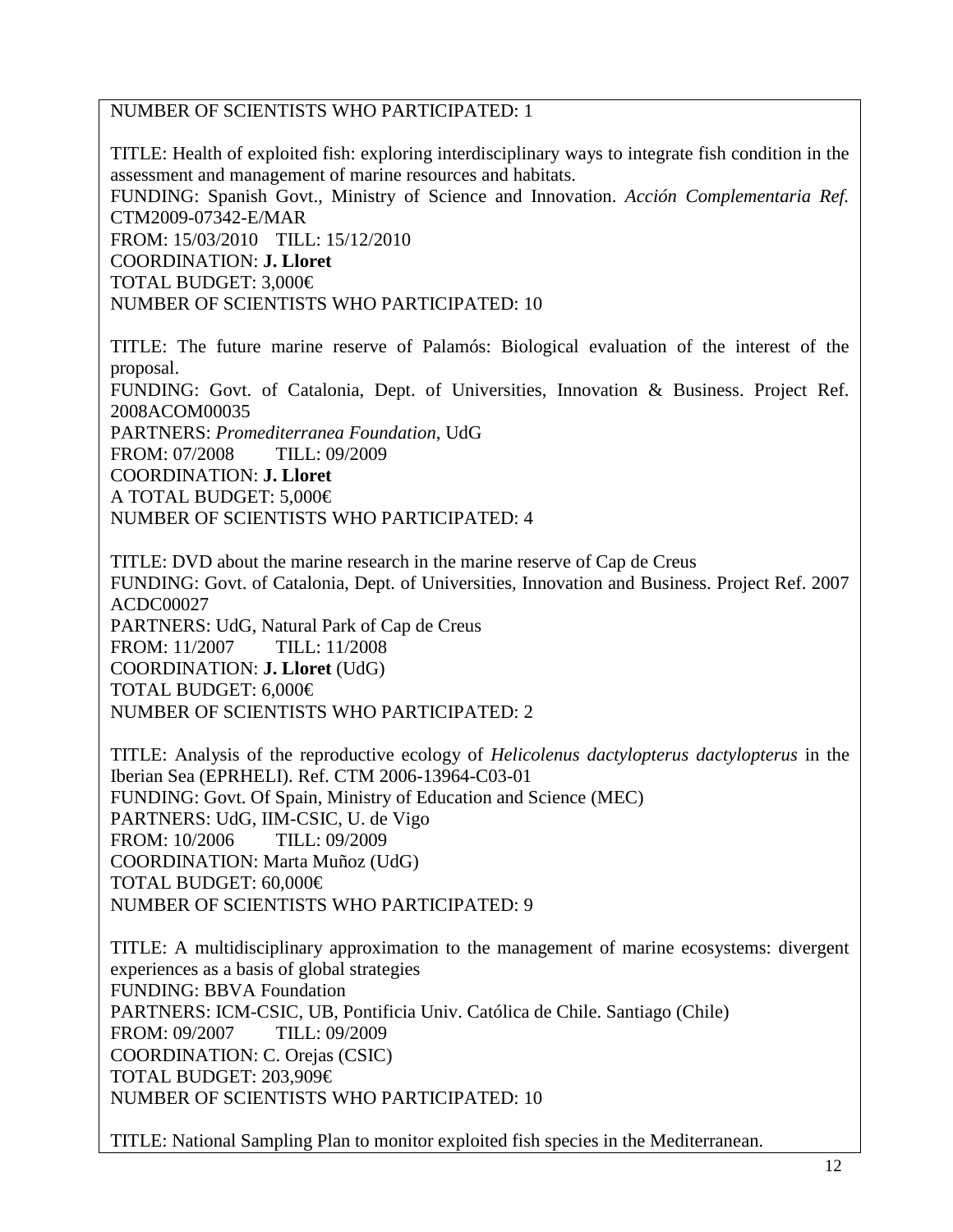NUMBER OF SCIENTISTS WHO PARTICIPATED: 1

TITLE: Health of exploited fish: exploring interdisciplinary ways to integrate fish condition in the assessment and management of marine resources and habitats.
FUNDING: Spanish Govt., Ministry of Science and Innovation. *Acción Complementaria Ref.* CTM2009-07342-E/MAR
FROM: 15/03/2010 TILL: 15/12/2010
COORDINATION: **J. Lloret**
TOTAL BUDGET: 3,000€
NUMBER OF SCIENTISTS WHO PARTICIPATED: 10

TITLE: The future marine reserve of Palamós: Biological evaluation of the interest of the proposal.
FUNDING: Govt. of Catalonia, Dept. of Universities, Innovation & Business. Project Ref. 2008ACOM00035
PARTNERS: *Promediterranea Foundation*, UdG
FROM: 07/2008 TILL: 09/2009
COORDINATION: **J. Lloret**
A TOTAL BUDGET: 5,000€
NUMBER OF SCIENTISTS WHO PARTICIPATED: 4

TITLE: DVD about the marine research in the marine reserve of Cap de Creus
FUNDING: Govt. of Catalonia, Dept. of Universities, Innovation and Business. Project Ref. 2007 ACDC00027
PARTNERS: UdG, Natural Park of Cap de Creus
FROM: 11/2007 TILL: 11/2008
COORDINATION: **J. Lloret** (UdG)
TOTAL BUDGET: 6,000€
NUMBER OF SCIENTISTS WHO PARTICIPATED: 2

TITLE: Analysis of the reproductive ecology of *Helicolenus dactylopterus dactylopterus* in the Iberian Sea (EPRHELI). Ref. CTM 2006-13964-C03-01
FUNDING: Govt. Of Spain, Ministry of Education and Science (MEC)
PARTNERS: UdG, IIM-CSIC, U. de Vigo
FROM: 10/2006 TILL: 09/2009
COORDINATION: Marta Muñoz (UdG)
TOTAL BUDGET: 60,000€
NUMBER OF SCIENTISTS WHO PARTICIPATED: 9

TITLE: A multidisciplinary approximation to the management of marine ecosystems: divergent experiences as a basis of global strategies
FUNDING: BBVA Foundation
PARTNERS: ICM-CSIC, UB, Pontificia Univ. Católica de Chile. Santiago (Chile)
FROM: 09/2007 TILL: 09/2009
COORDINATION: C. Orejas (CSIC)
TOTAL BUDGET: 203,909€
NUMBER OF SCIENTISTS WHO PARTICIPATED: 10

TITLE: National Sampling Plan to monitor exploited fish species in the Mediterranean.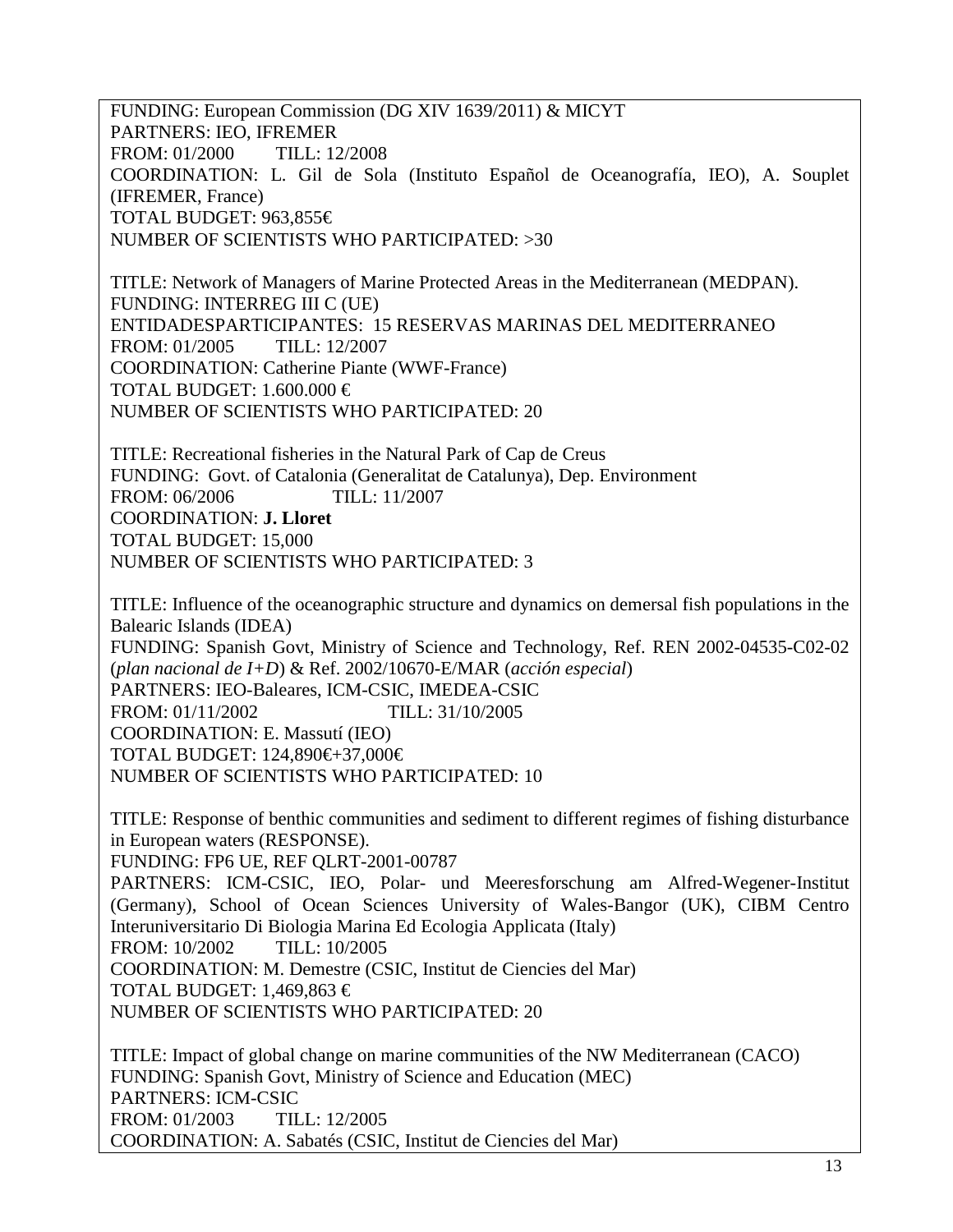FUNDING: European Commission (DG XIV 1639/2011) & MICYT
PARTNERS: IEO, IFREMER
FROM: 01/2000 TILL: 12/2008
COORDINATION: L. Gil de Sola (Instituto Español de Oceanografía, IEO), A. Souplet (IFREMER, France)
TOTAL BUDGET: 963,855€
NUMBER OF SCIENTISTS WHO PARTICIPATED: >30

TITLE: Network of Managers of Marine Protected Areas in the Mediterranean (MEDPAN).
FUNDING: INTERREG III C (UE)
ENTIDADESPARTICIPANTES: 15 RESERVAS MARINAS DEL MEDITERRANEO
FROM: 01/2005 TILL: 12/2007
COORDINATION: Catherine Piante (WWF-France)
TOTAL BUDGET: 1.600.000 €
NUMBER OF SCIENTISTS WHO PARTICIPATED: 20

TITLE: Recreational fisheries in the Natural Park of Cap de Creus
FUNDING: Govt. of Catalonia (Generalitat de Catalunya), Dep. Environment
FROM: 06/2006 TILL: 11/2007
COORDINATION: **J. Lloret**
TOTAL BUDGET: 15,000
NUMBER OF SCIENTISTS WHO PARTICIPATED: 3

TITLE: Influence of the oceanographic structure and dynamics on demersal fish populations in the Balearic Islands (IDEA)
FUNDING: Spanish Govt, Ministry of Science and Technology, Ref. REN 2002-04535-C02-02 (*plan nacional de I+D*) & Ref. 2002/10670-E/MAR (*acción especial*)
PARTNERS: IEO-Baleares, ICM-CSIC, IMEDEA-CSIC
FROM: 01/11/2002 TILL: 31/10/2005
COORDINATION: E. Massutí (IEO)
TOTAL BUDGET: 124,890€+37,000€
NUMBER OF SCIENTISTS WHO PARTICIPATED: 10

TITLE: Response of benthic communities and sediment to different regimes of fishing disturbance in European waters (RESPONSE).
FUNDING: FP6 UE, REF QLRT-2001-00787
PARTNERS: ICM-CSIC, IEO, Polar- und Meeresforschung am Alfred-Wegener-Institut (Germany), School of Ocean Sciences University of Wales-Bangor (UK), CIBM Centro Interuniversitario Di Biologia Marina Ed Ecologia Applicata (Italy)
FROM: 10/2002 TILL: 10/2005
COORDINATION: M. Demestre (CSIC, Institut de Ciencies del Mar)
TOTAL BUDGET: 1,469,863 €
NUMBER OF SCIENTISTS WHO PARTICIPATED: 20

TITLE: Impact of global change on marine communities of the NW Mediterranean (CACO)
FUNDING: Spanish Govt, Ministry of Science and Education (MEC)
PARTNERS: ICM-CSIC
FROM: 01/2003 TILL: 12/2005
COORDINATION: A. Sabatés (CSIC, Institut de Ciencies del Mar)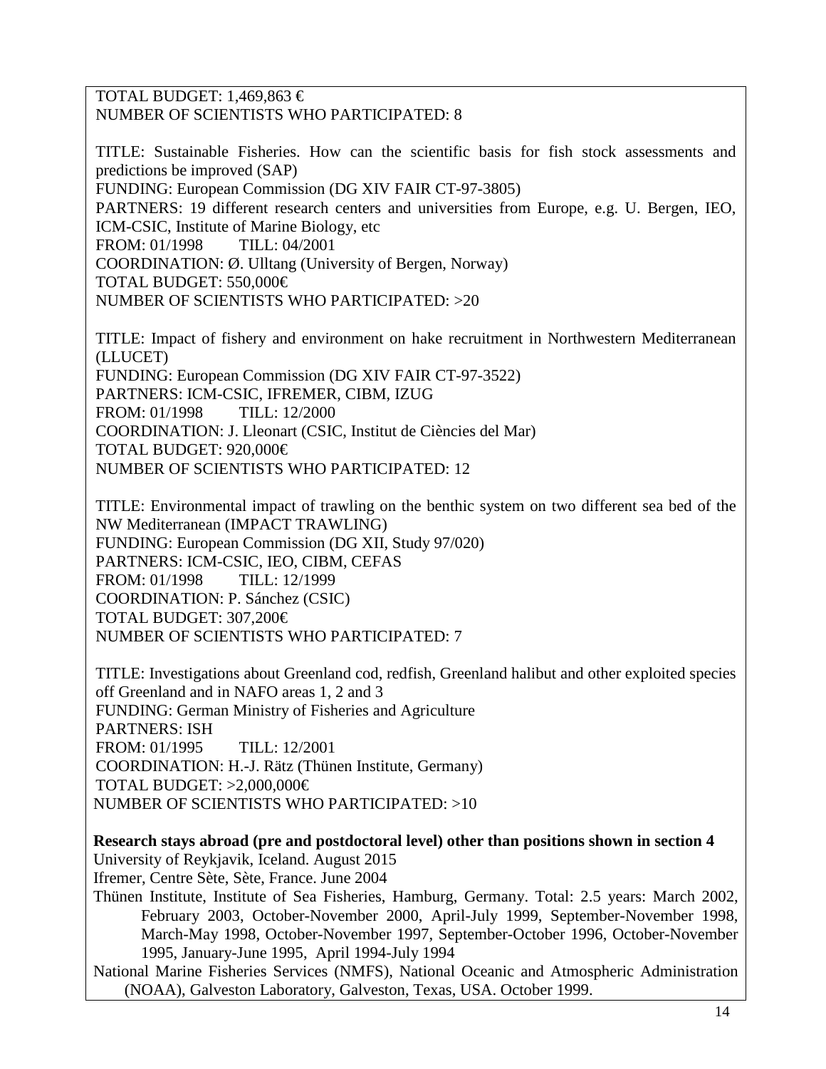TOTAL BUDGET: 1,469,863 €
NUMBER OF SCIENTISTS WHO PARTICIPATED: 8

TITLE: Sustainable Fisheries. How can the scientific basis for fish stock assessments and predictions be improved (SAP)
FUNDING: European Commission (DG XIV FAIR CT-97-3805)
PARTNERS: 19 different research centers and universities from Europe, e.g. U. Bergen, IEO, ICM-CSIC, Institute of Marine Biology, etc
FROM: 01/1998 TILL: 04/2001
COORDINATION: Ø. Ulltang (University of Bergen, Norway)
TOTAL BUDGET: 550,000€
NUMBER OF SCIENTISTS WHO PARTICIPATED: >20

TITLE: Impact of fishery and environment on hake recruitment in Northwestern Mediterranean (LLUCET)
FUNDING: European Commission (DG XIV FAIR CT-97-3522)
PARTNERS: ICM-CSIC, IFREMER, CIBM, IZUG
FROM: 01/1998 TILL: 12/2000
COORDINATION: J. Lleonart (CSIC, Institut de Ciències del Mar)
TOTAL BUDGET: 920,000€
NUMBER OF SCIENTISTS WHO PARTICIPATED: 12

TITLE: Environmental impact of trawling on the benthic system on two different sea bed of the NW Mediterranean (IMPACT TRAWLING)
FUNDING: European Commission (DG XII, Study 97/020)
PARTNERS: ICM-CSIC, IEO, CIBM, CEFAS
FROM: 01/1998 TILL: 12/1999
COORDINATION: P. Sánchez (CSIC)
TOTAL BUDGET: 307,200€
NUMBER OF SCIENTISTS WHO PARTICIPATED: 7

TITLE: Investigations about Greenland cod, redfish, Greenland halibut and other exploited species off Greenland and in NAFO areas 1, 2 and 3
FUNDING: German Ministry of Fisheries and Agriculture
PARTNERS: ISH
FROM: 01/1995 TILL: 12/2001
COORDINATION: H.-J. Rätz (Thünen Institute, Germany)
TOTAL BUDGET: >2,000,000€
NUMBER OF SCIENTISTS WHO PARTICIPATED: >10

**Research stays abroad (pre and postdoctoral level) other than positions shown in section 4**

University of Reykjavik, Iceland. August 2015

Ifremer, Centre Sète, Sète, France. June 2004

Thünen Institute, Institute of Sea Fisheries, Hamburg, Germany. Total: 2.5 years: March 2002, February 2003, October-November 2000, April-July 1999, September-November 1998, March-May 1998, October-November 1997, September-October 1996, October-November 1995, January-June 1995, April 1994-July 1994

National Marine Fisheries Services (NMFS), National Oceanic and Atmospheric Administration (NOAA), Galveston Laboratory, Galveston, Texas, USA. October 1999.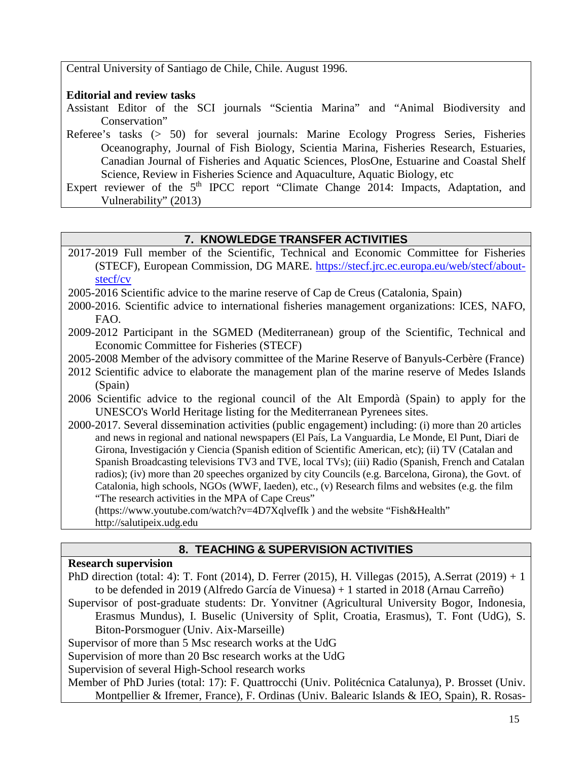Central University of Santiago de Chile, Chile. August 1996.

**Editorial and review tasks**

Assistant Editor of the SCI journals “Scientia Marina” and “Animal Biodiversity and Conservation”

Referee’s tasks (> 50) for several journals: Marine Ecology Progress Series, Fisheries Oceanography, Journal of Fish Biology, Scientia Marina, Fisheries Research, Estuaries, Canadian Journal of Fisheries and Aquatic Sciences, PlosOne, Estuarine and Coastal Shelf Science, Review in Fisheries Science and Aquaculture, Aquatic Biology, etc

Expert reviewer of the 5th IPCC report “Climate Change 2014: Impacts, Adaptation, and Vulnerability” (2013)

## 7. KNOWLEDGE TRANSFER ACTIVITIES

2017-2019 Full member of the Scientific, Technical and Economic Committee for Fisheries (STECF), European Commission, DG MARE. https://stecf.jrc.ec.europa.eu/web/stecf/about-stecf/cv

2005-2016 Scientific advice to the marine reserve of Cap de Creus (Catalonia, Spain)

2000-2016. Scientific advice to international fisheries management organizations: ICES, NAFO, FAO.

2009-2012 Participant in the SGMED (Mediterranean) group of the Scientific, Technical and Economic Committee for Fisheries (STECF)

2005-2008 Member of the advisory committee of the Marine Reserve of Banyuls-Cerbère (France)

2012 Scientific advice to elaborate the management plan of the marine reserve of Medes Islands (Spain)

2006 Scientific advice to the regional council of the Alt Empordà (Spain) to apply for the UNESCO's World Heritage listing for the Mediterranean Pyrenees sites.

2000-2017. Several dissemination activities (public engagement) including: (i) more than 20 articles and news in regional and national newspapers (El País, La Vanguardia, Le Monde, El Punt, Diari de Girona, Investigación y Ciencia (Spanish edition of Scientific American, etc); (ii) TV (Catalan and Spanish Broadcasting televisions TV3 and TVE, local TVs); (iii) Radio (Spanish, French and Catalan radios); (iv) more than 20 speeches organized by city Councils (e.g. Barcelona, Girona), the Govt. of Catalonia, high schools, NGOs (WWF, Iaeden), etc., (v) Research films and websites (e.g. the film “The research activities in the MPA of Cape Creus” (https://www.youtube.com/watch?v=4D7XqlvefIk ) and the website “Fish&Health” http://salutipeix.udg.edu

## 8. TEACHING & SUPERVISION ACTIVITIES

**Research supervision**

PhD direction (total: 4): T. Font (2014), D. Ferrer (2015), H. Villegas (2015), A.Serrat (2019) + 1 to be defended in 2019 (Alfredo García de Vinuesa) + 1 started in 2018 (Arnau Carreño)

Supervisor of post-graduate students: Dr. Yonvitner (Agricultural University Bogor, Indonesia, Erasmus Mundus), I. Buselic (University of Split, Croatia, Erasmus), T. Font (UdG), S. Biton-Porsmoguer (Univ. Aix-Marseille)

Supervisor of more than 5 Msc research works at the UdG

Supervision of more than 20 Bsc research works at the UdG

Supervision of several High-School research works

Member of PhD Juries (total: 17): F. Quattrocchi (Univ. Politécnica Catalunya), P. Brosset (Univ. Montpellier & Ifremer, France), F. Ordinas (Univ. Balearic Islands & IEO, Spain), R. Rosas-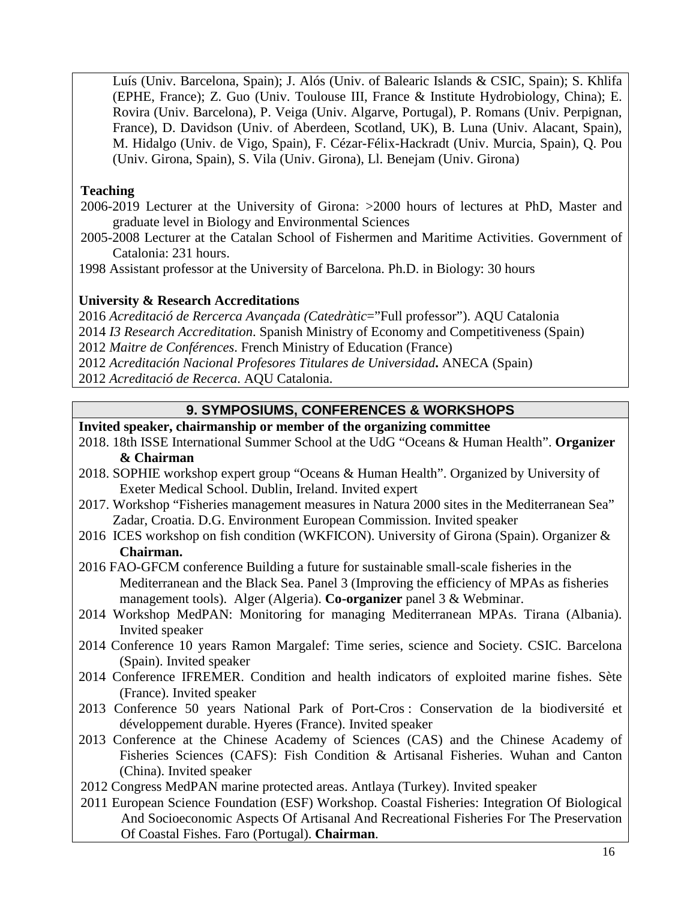Luís (Univ. Barcelona, Spain); J. Alós (Univ. of Balearic Islands & CSIC, Spain); S. Khlifa (EPHE, France); Z. Guo (Univ. Toulouse III, France & Institute Hydrobiology, China); E. Rovira (Univ. Barcelona), P. Veiga (Univ. Algarve, Portugal), P. Romans (Univ. Perpignan, France), D. Davidson (Univ. of Aberdeen, Scotland, UK), B. Luna (Univ. Alacant, Spain), M. Hidalgo (Univ. de Vigo, Spain), F. Cézar-Félix-Hackradt (Univ. Murcia, Spain), Q. Pou (Univ. Girona, Spain), S. Vila (Univ. Girona), Ll. Benejam (Univ. Girona)

**Teaching**

2006-2019 Lecturer at the University of Girona: >2000 hours of lectures at PhD, Master and graduate level in Biology and Environmental Sciences

2005-2008 Lecturer at the Catalan School of Fishermen and Maritime Activities. Government of Catalonia: 231 hours.

1998 Assistant professor at the University of Barcelona. Ph.D. in Biology: 30 hours

**University & Research Accreditations**

2016 *Acreditació de Rercerca Avançada (Catedràtic*="Full professor"). AQU Catalonia

2014 *I3 Research Accreditation*. Spanish Ministry of Economy and Competitiveness (Spain)

2012 *Maitre de Conférences*. French Ministry of Education (France)

2012 *Acreditación Nacional Profesores Titulares de Universidad***.** ANECA (Spain)

2012 *Acreditació de Recerca*. AQU Catalonia.

## 9. SYMPOSIUMS, CONFERENCES & WORKSHOPS

**Invited speaker, chairmanship or member of the organizing committee**

2018. 18th ISSE International Summer School at the UdG "Oceans & Human Health". **Organizer & Chairman**

2018. SOPHIE workshop expert group "Oceans & Human Health". Organized by University of Exeter Medical School. Dublin, Ireland. Invited expert

2017. Workshop "Fisheries management measures in Natura 2000 sites in the Mediterranean Sea" Zadar, Croatia. D.G. Environment European Commission. Invited speaker

2016 ICES workshop on fish condition (WKFICON). University of Girona (Spain). Organizer & **Chairman.**

2016 FAO-GFCM conference Building a future for sustainable small-scale fisheries in the Mediterranean and the Black Sea. Panel 3 (Improving the efficiency of MPAs as fisheries management tools). Alger (Algeria). **Co-organizer** panel 3 & Webminar.

2014 Workshop MedPAN: Monitoring for managing Mediterranean MPAs. Tirana (Albania). Invited speaker

2014 Conference 10 years Ramon Margalef: Time series, science and Society. CSIC. Barcelona (Spain). Invited speaker

2014 Conference IFREMER. Condition and health indicators of exploited marine fishes. Sète (France). Invited speaker

2013 Conference 50 years National Park of Port-Cros : Conservation de la biodiversité et développement durable. Hyeres (France). Invited speaker

2013 Conference at the Chinese Academy of Sciences (CAS) and the Chinese Academy of Fisheries Sciences (CAFS): Fish Condition & Artisanal Fisheries. Wuhan and Canton (China). Invited speaker

2012 Congress MedPAN marine protected areas. Antlaya (Turkey). Invited speaker

2011 European Science Foundation (ESF) Workshop. Coastal Fisheries: Integration Of Biological And Socioeconomic Aspects Of Artisanal And Recreational Fisheries For The Preservation Of Coastal Fishes. Faro (Portugal). **Chairman**.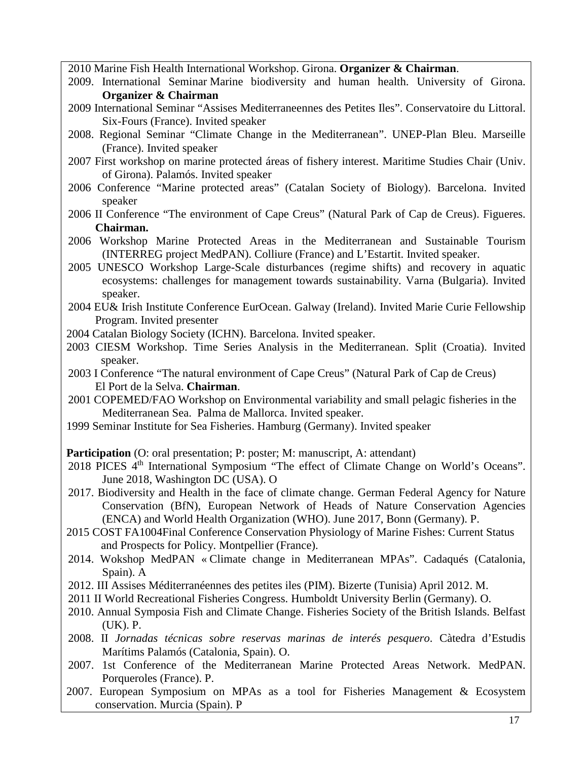2010 Marine Fish Health International Workshop. Girona. **Organizer & Chairman**.

2009. International Seminar Marine biodiversity and human health. University of Girona. **Organizer & Chairman**

2009 International Seminar “Assises Mediterraneennes des Petites Iles”. Conservatoire du Littoral. Six-Fours (France). Invited speaker

2008. Regional Seminar “Climate Change in the Mediterranean”. UNEP-Plan Bleu. Marseille (France). Invited speaker

2007 First workshop on marine protected áreas of fishery interest. Maritime Studies Chair (Univ. of Girona). Palamós. Invited speaker

2006 Conference “Marine protected areas” (Catalan Society of Biology). Barcelona. Invited speaker

2006 II Conference “The environment of Cape Creus” (Natural Park of Cap de Creus). Figueres. **Chairman.**

2006 Workshop Marine Protected Areas in the Mediterranean and Sustainable Tourism (INTERREG project MedPAN). Colliure (France) and L’Estartit. Invited speaker.

2005 UNESCO Workshop Large-Scale disturbances (regime shifts) and recovery in aquatic ecosystems: challenges for management towards sustainability. Varna (Bulgaria). Invited speaker.

2004 EU& Irish Institute Conference EurOcean. Galway (Ireland). Invited Marie Curie Fellowship Program. Invited presenter

2004 Catalan Biology Society (ICHN). Barcelona. Invited speaker.

2003 CIESM Workshop. Time Series Analysis in the Mediterranean. Split (Croatia). Invited speaker.

2003 I Conference “The natural environment of Cape Creus” (Natural Park of Cap de Creus) El Port de la Selva. **Chairman**.

2001 COPEMED/FAO Workshop on Environmental variability and small pelagic fisheries in the Mediterranean Sea. Palma de Mallorca. Invited speaker.

1999 Seminar Institute for Sea Fisheries. Hamburg (Germany). Invited speaker

**Participation** (O: oral presentation; P: poster; M: manuscript, A: attendant)

2018 PICES 4th International Symposium “The effect of Climate Change on World’s Oceans”. June 2018, Washington DC (USA). O

2017. Biodiversity and Health in the face of climate change. German Federal Agency for Nature Conservation (BfN), European Network of Heads of Nature Conservation Agencies (ENCA) and World Health Organization (WHO). June 2017, Bonn (Germany). P.

2015 COST FA1004Final Conference Conservation Physiology of Marine Fishes: Current Status and Prospects for Policy. Montpellier (France).

2014. Wokshop MedPAN « Climate change in Mediterranean MPAs”. Cadaqués (Catalonia, Spain). A

2012. III Assises Méditerranéennes des petites iles (PIM). Bizerte (Tunisia) April 2012. M.

2011 II World Recreational Fisheries Congress. Humboldt University Berlin (Germany). O.

2010. Annual Symposia Fish and Climate Change. Fisheries Society of the British Islands. Belfast (UK). P.

2008. II *Jornadas técnicas sobre reservas marinas de interés pesquero*. Càtedra d’Estudis Marítims Palamós (Catalonia, Spain). O.

2007. 1st Conference of the Mediterranean Marine Protected Areas Network. MedPAN. Porqueroles (France). P.

2007. European Symposium on MPAs as a tool for Fisheries Management & Ecosystem conservation. Murcia (Spain). P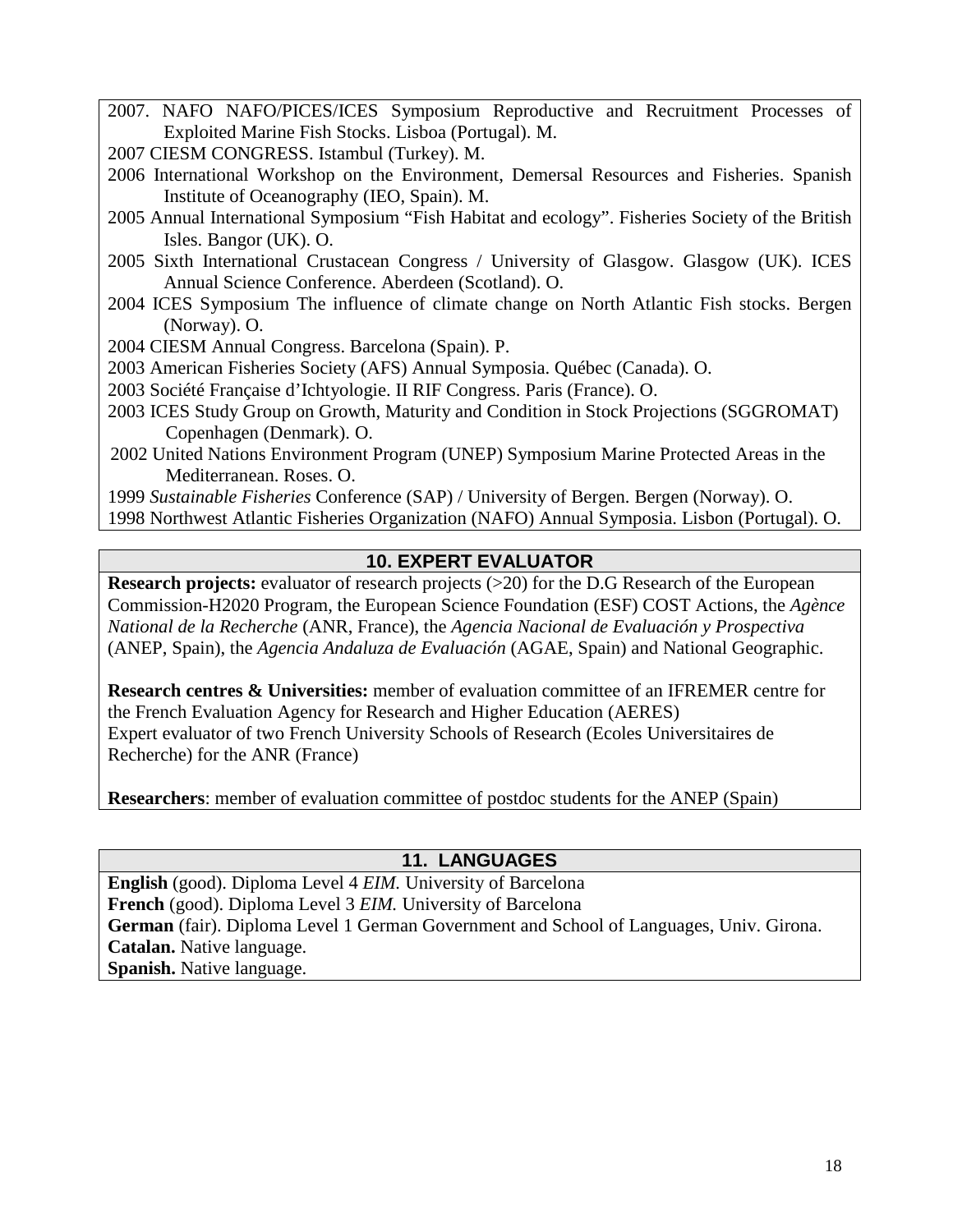2007. NAFO NAFO/PICES/ICES Symposium Reproductive and Recruitment Processes of Exploited Marine Fish Stocks. Lisboa (Portugal). M.

2007 CIESM CONGRESS. Istambul (Turkey). M.

2006 International Workshop on the Environment, Demersal Resources and Fisheries. Spanish Institute of Oceanography (IEO, Spain). M.

2005 Annual International Symposium "Fish Habitat and ecology". Fisheries Society of the British Isles. Bangor (UK). O.

2005 Sixth International Crustacean Congress / University of Glasgow. Glasgow (UK). ICES Annual Science Conference. Aberdeen (Scotland). O.

2004 ICES Symposium The influence of climate change on North Atlantic Fish stocks. Bergen (Norway). O.

2004 CIESM Annual Congress. Barcelona (Spain). P.

2003 American Fisheries Society (AFS) Annual Symposia. Québec (Canada). O.

2003 Société Française d'Ichtyologie. II RIF Congress. Paris (France). O.

2003 ICES Study Group on Growth, Maturity and Condition in Stock Projections (SGGROMAT) Copenhagen (Denmark). O.

2002 United Nations Environment Program (UNEP) Symposium Marine Protected Areas in the Mediterranean. Roses. O.

1999 *Sustainable Fisheries* Conference (SAP) / University of Bergen. Bergen (Norway). O.

1998 Northwest Atlantic Fisheries Organization (NAFO) Annual Symposia. Lisbon (Portugal). O.

## 10. EXPERT EVALUATOR

**Research projects:** evaluator of research projects (>20) for the D.G Research of the European Commission-H2020 Program, the European Science Foundation (ESF) COST Actions, the *Agènce National de la Recherche* (ANR, France), the *Agencia Nacional de Evaluación y Prospectiva* (ANEP, Spain), the *Agencia Andaluza de Evaluación* (AGAE, Spain) and National Geographic.

**Research centres & Universities:** member of evaluation committee of an IFREMER centre for the French Evaluation Agency for Research and Higher Education (AERES)
Expert evaluator of two French University Schools of Research (Ecoles Universitaires de Recherche) for the ANR (France)

**Researchers**: member of evaluation committee of postdoc students for the ANEP (Spain)

## 11. LANGUAGES

**English** (good). Diploma Level 4 *EIM.* University of Barcelona
**French** (good). Diploma Level 3 *EIM.* University of Barcelona
**German** (fair). Diploma Level 1 German Government and School of Languages, Univ. Girona.
**Catalan.** Native language.
**Spanish.** Native language.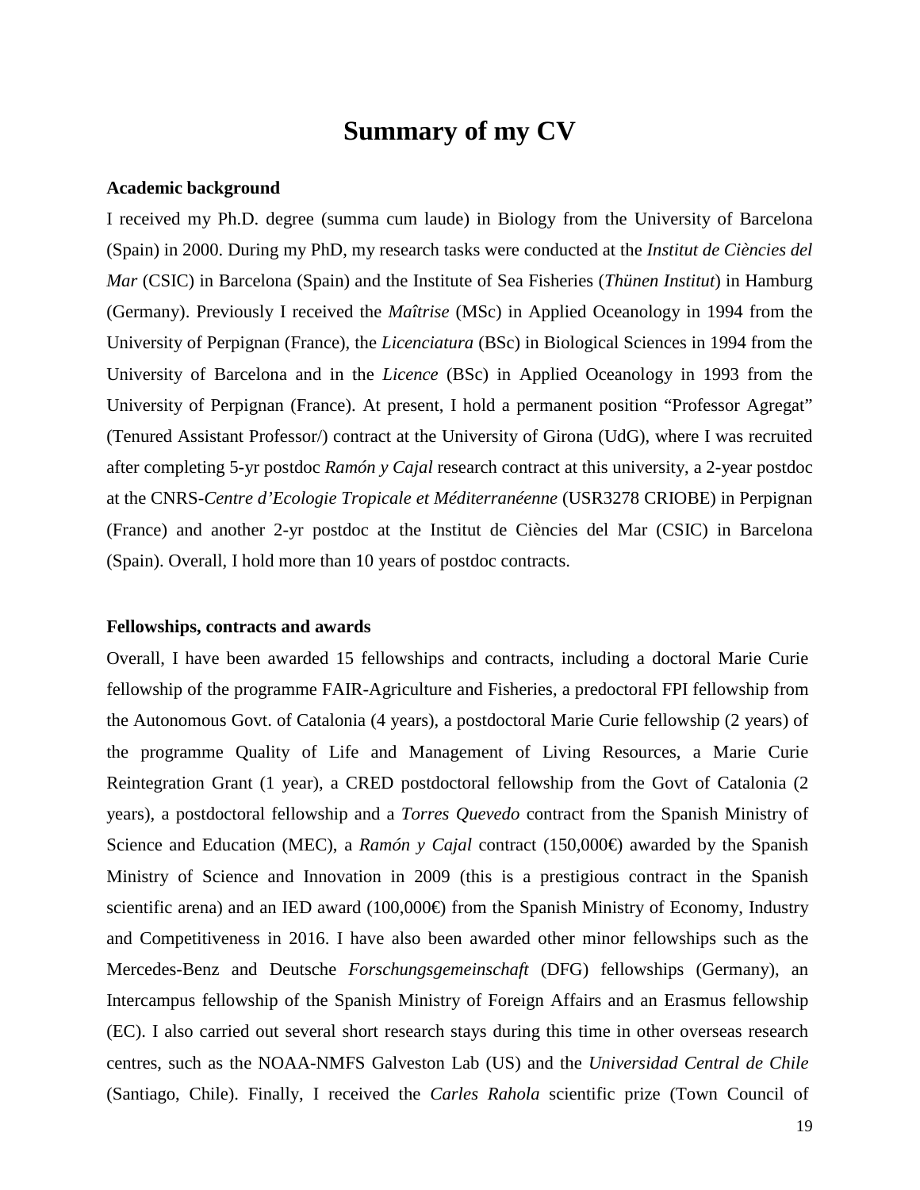# Summary of my CV

**Academic background**

I received my Ph.D. degree (summa cum laude) in Biology from the University of Barcelona (Spain) in 2000. During my PhD, my research tasks were conducted at the *Institut de Ciències del Mar* (CSIC) in Barcelona (Spain) and the Institute of Sea Fisheries (*Thünen Institut*) in Hamburg (Germany). Previously I received the *Maîtrise* (MSc) in Applied Oceanology in 1994 from the University of Perpignan (France), the *Licenciatura* (BSc) in Biological Sciences in 1994 from the University of Barcelona and in the *Licence* (BSc) in Applied Oceanology in 1993 from the University of Perpignan (France). At present, I hold a permanent position "Professor Agregat" (Tenured Assistant Professor/) contract at the University of Girona (UdG), where I was recruited after completing 5-yr postdoc *Ramón y Cajal* research contract at this university, a 2-year postdoc at the CNRS-*Centre d'Ecologie Tropicale et Méditerranéenne* (USR3278 CRIOBE) in Perpignan (France) and another 2-yr postdoc at the Institut de Ciències del Mar (CSIC) in Barcelona (Spain). Overall, I hold more than 10 years of postdoc contracts.

**Fellowships, contracts and awards**

Overall, I have been awarded 15 fellowships and contracts, including a doctoral Marie Curie fellowship of the programme FAIR-Agriculture and Fisheries, a predoctoral FPI fellowship from the Autonomous Govt. of Catalonia (4 years), a postdoctoral Marie Curie fellowship (2 years) of the programme Quality of Life and Management of Living Resources, a Marie Curie Reintegration Grant (1 year), a CRED postdoctoral fellowship from the Govt of Catalonia (2 years), a postdoctoral fellowship and a *Torres Quevedo* contract from the Spanish Ministry of Science and Education (MEC), a *Ramón y Cajal* contract (150,000€) awarded by the Spanish Ministry of Science and Innovation in 2009 (this is a prestigious contract in the Spanish scientific arena) and an IED award (100,000€) from the Spanish Ministry of Economy, Industry and Competitiveness in 2016. I have also been awarded other minor fellowships such as the Mercedes-Benz and Deutsche *Forschungsgemeinschaft* (DFG) fellowships (Germany), an Intercampus fellowship of the Spanish Ministry of Foreign Affairs and an Erasmus fellowship (EC). I also carried out several short research stays during this time in other overseas research centres, such as the NOAA-NMFS Galveston Lab (US) and the *Universidad Central de Chile* (Santiago, Chile). Finally, I received the *Carles Rahola* scientific prize (Town Council of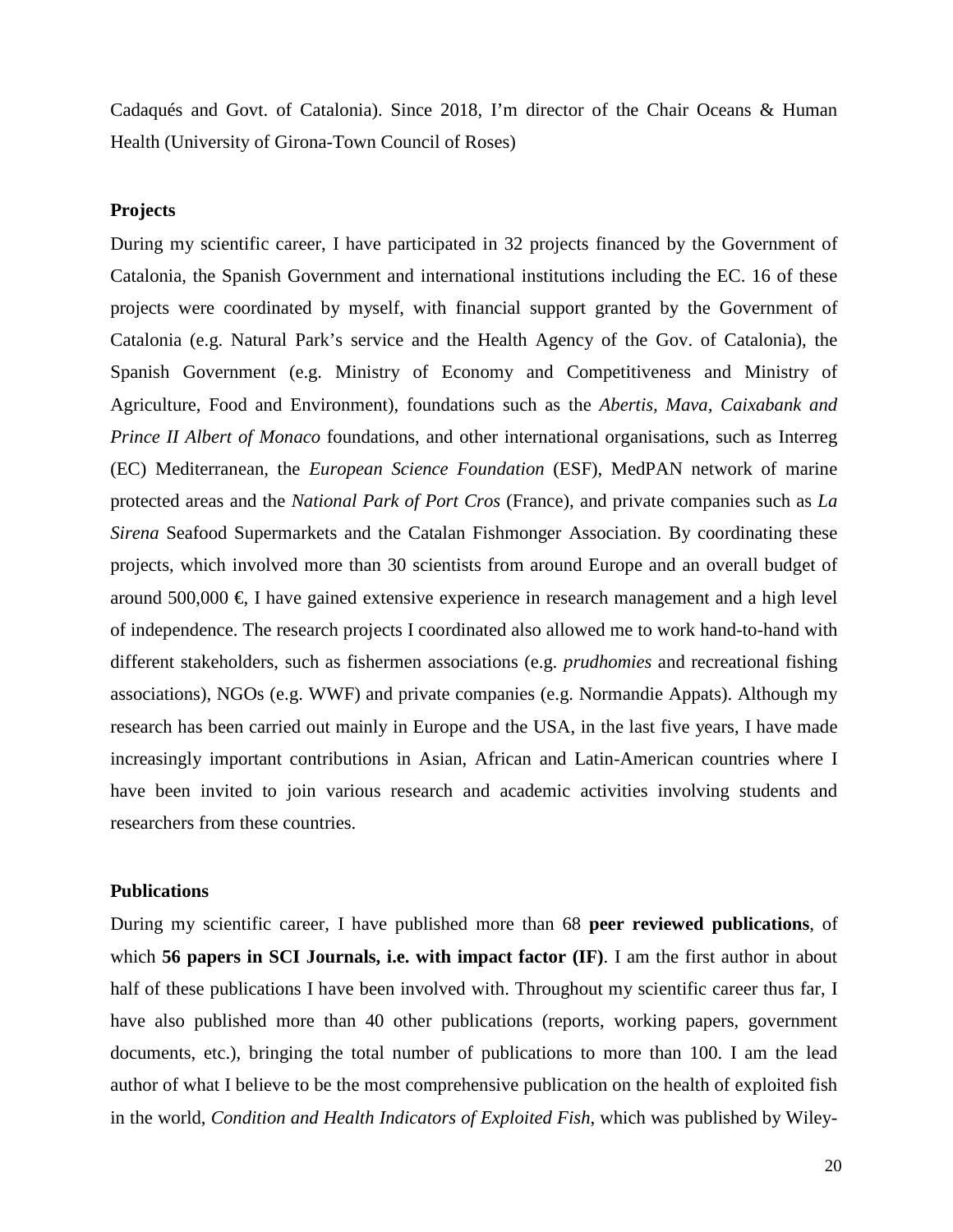Cadaqués and Govt. of Catalonia). Since 2018, I'm director of the Chair Oceans & Human Health (University of Girona-Town Council of Roses)

**Projects**

During my scientific career, I have participated in 32 projects financed by the Government of Catalonia, the Spanish Government and international institutions including the EC. 16 of these projects were coordinated by myself, with financial support granted by the Government of Catalonia (e.g. Natural Park's service and the Health Agency of the Gov. of Catalonia), the Spanish Government (e.g. Ministry of Economy and Competitiveness and Ministry of Agriculture, Food and Environment), foundations such as the *Abertis, Mava, Caixabank and Prince II Albert of Monaco* foundations, and other international organisations, such as Interreg (EC) Mediterranean, the *European Science Foundation* (ESF), MedPAN network of marine protected areas and the *National Park of Port Cros* (France), and private companies such as *La Sirena* Seafood Supermarkets and the Catalan Fishmonger Association. By coordinating these projects, which involved more than 30 scientists from around Europe and an overall budget of around 500,000 €, I have gained extensive experience in research management and a high level of independence. The research projects I coordinated also allowed me to work hand-to-hand with different stakeholders, such as fishermen associations (e.g. *prudhomies* and recreational fishing associations), NGOs (e.g. WWF) and private companies (e.g. Normandie Appats). Although my research has been carried out mainly in Europe and the USA, in the last five years, I have made increasingly important contributions in Asian, African and Latin-American countries where I have been invited to join various research and academic activities involving students and researchers from these countries.

**Publications**

During my scientific career, I have published more than 68 **peer reviewed publications**, of which **56 papers in SCI Journals, i.e. with impact factor (IF)**. I am the first author in about half of these publications I have been involved with. Throughout my scientific career thus far, I have also published more than 40 other publications (reports, working papers, government documents, etc.), bringing the total number of publications to more than 100. I am the lead author of what I believe to be the most comprehensive publication on the health of exploited fish in the world, *Condition and Health Indicators of Exploited Fish*, which was published by Wiley-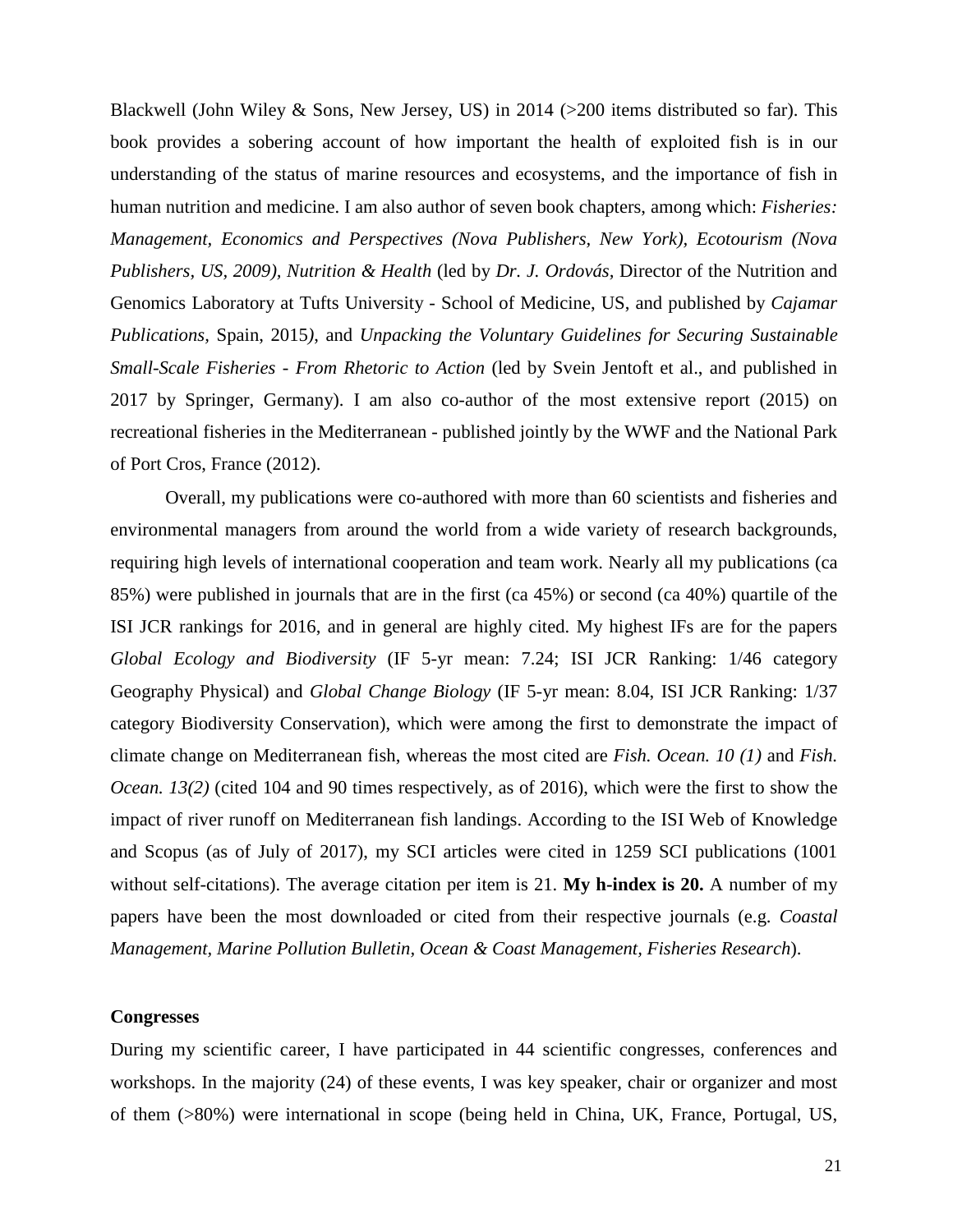Blackwell (John Wiley & Sons, New Jersey, US) in 2014 (>200 items distributed so far). This book provides a sobering account of how important the health of exploited fish is in our understanding of the status of marine resources and ecosystems, and the importance of fish in human nutrition and medicine. I am also author of seven book chapters, among which: *Fisheries: Management, Economics and Perspectives (Nova Publishers, New York), Ecotourism (Nova Publishers, US, 2009), Nutrition & Health* (led by *Dr. J. Ordovás,* Director of the Nutrition and Genomics Laboratory at Tufts University - School of Medicine, US, and published by *Cajamar Publications,* Spain, 2015*)*, and *Unpacking the Voluntary Guidelines for Securing Sustainable Small-Scale Fisheries - From Rhetoric to Action* (led by Svein Jentoft et al., and published in 2017 by Springer, Germany). I am also co-author of the most extensive report (2015) on recreational fisheries in the Mediterranean - published jointly by the WWF and the National Park of Port Cros, France (2012).

Overall, my publications were co-authored with more than 60 scientists and fisheries and environmental managers from around the world from a wide variety of research backgrounds, requiring high levels of international cooperation and team work. Nearly all my publications (ca 85%) were published in journals that are in the first (ca 45%) or second (ca 40%) quartile of the ISI JCR rankings for 2016, and in general are highly cited. My highest IFs are for the papers *Global Ecology and Biodiversity* (IF 5-yr mean: 7.24; ISI JCR Ranking: 1/46 category Geography Physical) and *Global Change Biology* (IF 5-yr mean: 8.04, ISI JCR Ranking: 1/37 category Biodiversity Conservation), which were among the first to demonstrate the impact of climate change on Mediterranean fish, whereas the most cited are *Fish. Ocean. 10 (1)* and *Fish. Ocean. 13(2)* (cited 104 and 90 times respectively, as of 2016), which were the first to show the impact of river runoff on Mediterranean fish landings. According to the ISI Web of Knowledge and Scopus (as of July of 2017), my SCI articles were cited in 1259 SCI publications (1001 without self-citations). The average citation per item is 21. **My h-index is 20.** A number of my papers have been the most downloaded or cited from their respective journals (e.g. *Coastal Management, Marine Pollution Bulletin, Ocean & Coast Management, Fisheries Research*).

**Congresses**

During my scientific career, I have participated in 44 scientific congresses, conferences and workshops. In the majority (24) of these events, I was key speaker, chair or organizer and most of them (>80%) were international in scope (being held in China, UK, France, Portugal, US,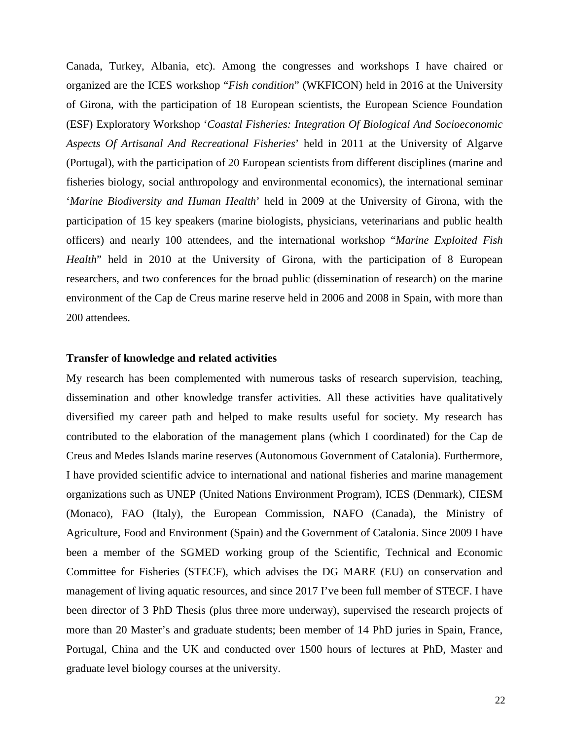Canada, Turkey, Albania, etc). Among the congresses and workshops I have chaired or organized are the ICES workshop "*Fish condition*" (WKFICON) held in 2016 at the University of Girona, with the participation of 18 European scientists, the European Science Foundation (ESF) Exploratory Workshop '*Coastal Fisheries: Integration Of Biological And Socioeconomic Aspects Of Artisanal And Recreational Fisheries*' held in 2011 at the University of Algarve (Portugal), with the participation of 20 European scientists from different disciplines (marine and fisheries biology, social anthropology and environmental economics), the international seminar '*Marine Biodiversity and Human Health*' held in 2009 at the University of Girona, with the participation of 15 key speakers (marine biologists, physicians, veterinarians and public health officers) and nearly 100 attendees, and the international workshop "*Marine Exploited Fish Health*" held in 2010 at the University of Girona, with the participation of 8 European researchers, and two conferences for the broad public (dissemination of research) on the marine environment of the Cap de Creus marine reserve held in 2006 and 2008 in Spain, with more than 200 attendees.

**Transfer of knowledge and related activities**

My research has been complemented with numerous tasks of research supervision, teaching, dissemination and other knowledge transfer activities. All these activities have qualitatively diversified my career path and helped to make results useful for society. My research has contributed to the elaboration of the management plans (which I coordinated) for the Cap de Creus and Medes Islands marine reserves (Autonomous Government of Catalonia). Furthermore, I have provided scientific advice to international and national fisheries and marine management organizations such as UNEP (United Nations Environment Program), ICES (Denmark), CIESM (Monaco), FAO (Italy), the European Commission, NAFO (Canada), the Ministry of Agriculture, Food and Environment (Spain) and the Government of Catalonia. Since 2009 I have been a member of the SGMED working group of the Scientific, Technical and Economic Committee for Fisheries (STECF), which advises the DG MARE (EU) on conservation and management of living aquatic resources, and since 2017 I've been full member of STECF. I have been director of 3 PhD Thesis (plus three more underway), supervised the research projects of more than 20 Master's and graduate students; been member of 14 PhD juries in Spain, France, Portugal, China and the UK and conducted over 1500 hours of lectures at PhD, Master and graduate level biology courses at the university.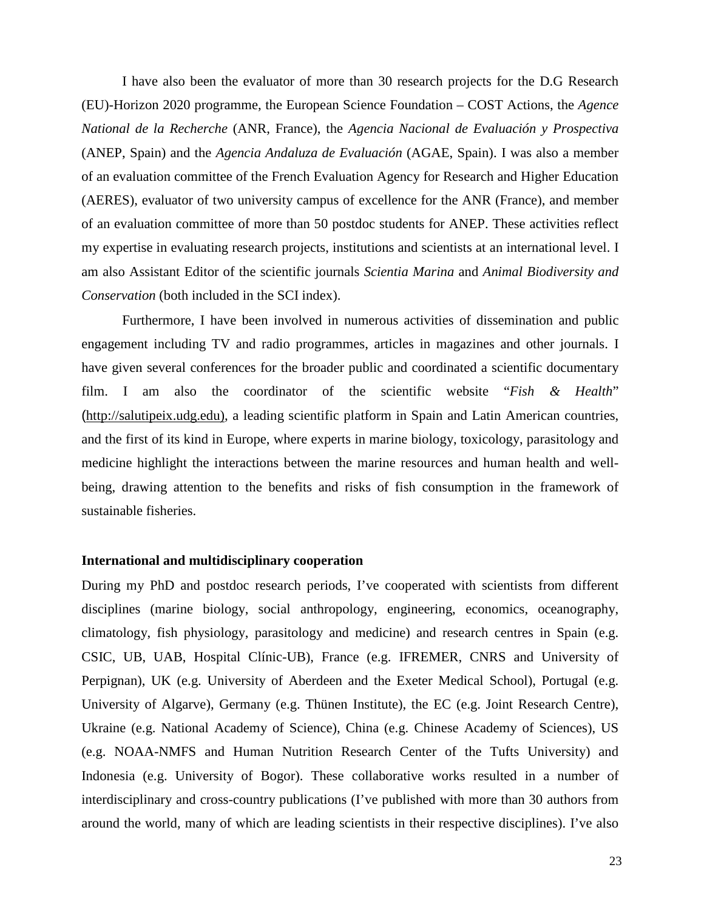I have also been the evaluator of more than 30 research projects for the D.G Research (EU)-Horizon 2020 programme, the European Science Foundation – COST Actions, the *Agence National de la Recherche* (ANR, France), the *Agencia Nacional de Evaluación y Prospectiva* (ANEP, Spain) and the *Agencia Andaluza de Evaluación* (AGAE, Spain). I was also a member of an evaluation committee of the French Evaluation Agency for Research and Higher Education (AERES), evaluator of two university campus of excellence for the ANR (France), and member of an evaluation committee of more than 50 postdoc students for ANEP. These activities reflect my expertise in evaluating research projects, institutions and scientists at an international level. I am also Assistant Editor of the scientific journals *Scientia Marina* and *Animal Biodiversity and Conservation* (both included in the SCI index).

Furthermore, I have been involved in numerous activities of dissemination and public engagement including TV and radio programmes, articles in magazines and other journals. I have given several conferences for the broader public and coordinated a scientific documentary film. I am also the coordinator of the scientific website "*Fish & Health*" (http://salutipeix.udg.edu), a leading scientific platform in Spain and Latin American countries, and the first of its kind in Europe, where experts in marine biology, toxicology, parasitology and medicine highlight the interactions between the marine resources and human health and well-being, drawing attention to the benefits and risks of fish consumption in the framework of sustainable fisheries.

**International and multidisciplinary cooperation**

During my PhD and postdoc research periods, I've cooperated with scientists from different disciplines (marine biology, social anthropology, engineering, economics, oceanography, climatology, fish physiology, parasitology and medicine) and research centres in Spain (e.g. CSIC, UB, UAB, Hospital Clínic-UB), France (e.g. IFREMER, CNRS and University of Perpignan), UK (e.g. University of Aberdeen and the Exeter Medical School), Portugal (e.g. University of Algarve), Germany (e.g. Thünen Institute), the EC (e.g. Joint Research Centre), Ukraine (e.g. National Academy of Science), China (e.g. Chinese Academy of Sciences), US (e.g. NOAA-NMFS and Human Nutrition Research Center of the Tufts University) and Indonesia (e.g. University of Bogor). These collaborative works resulted in a number of interdisciplinary and cross-country publications (I've published with more than 30 authors from around the world, many of which are leading scientists in their respective disciplines). I've also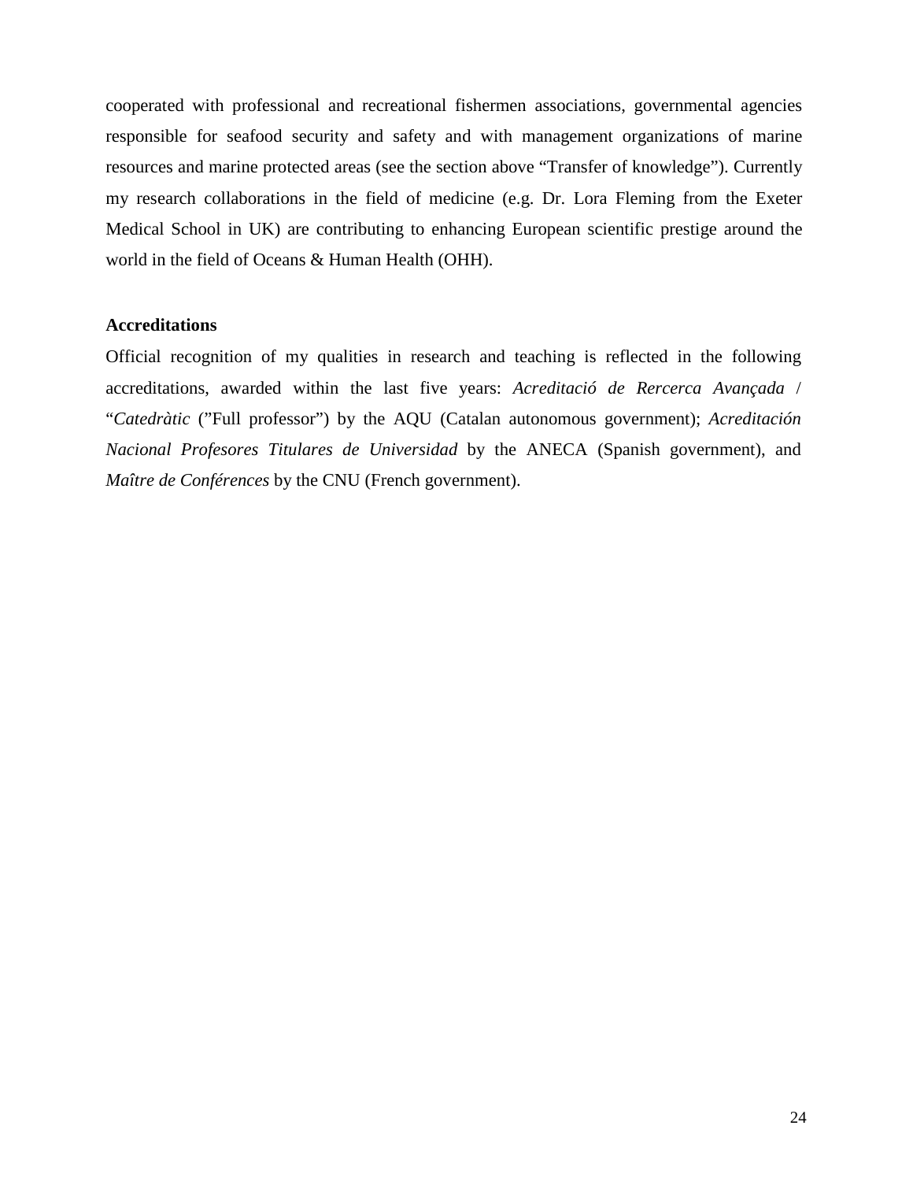cooperated with professional and recreational fishermen associations, governmental agencies responsible for seafood security and safety and with management organizations of marine resources and marine protected areas (see the section above "Transfer of knowledge"). Currently my research collaborations in the field of medicine (e.g. Dr. Lora Fleming from the Exeter Medical School in UK) are contributing to enhancing European scientific prestige around the world in the field of Oceans & Human Health (OHH).

**Accreditations**

Official recognition of my qualities in research and teaching is reflected in the following accreditations, awarded within the last five years: *Acreditació de Rercerca Avançada* / "*Catedràtic* ("Full professor") by the AQU (Catalan autonomous government); *Acreditación Nacional Profesores Titulares de Universidad* by the ANECA (Spanish government), and *Maître de Conférences* by the CNU (French government).